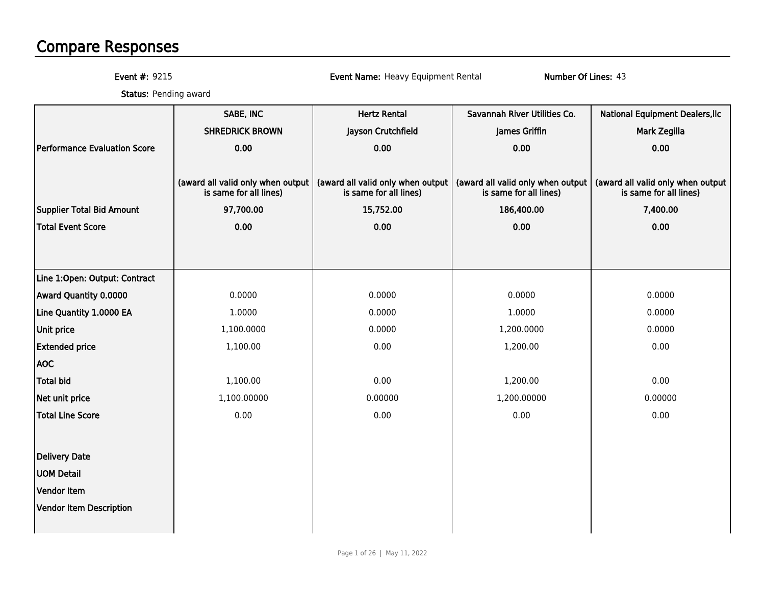# Compare Responses

**Event #:** 9215 **Event Name:** Heavy Equipment Rental **Number Of Lines:** 43

**Status:** Pending award

| | SABE, INC | Hertz Rental | Savannah River Utilities Co. | National Equipment Dealers,llc |
|---|---|---|---|---|
| | SHREDRICK BROWN | Jayson Crutchfield | James Griffin | Mark Zegilla |
| Performance Evaluation Score | 0.00 | 0.00 | 0.00 | 0.00 |
| | (award all valid only when output is same for all lines) | (award all valid only when output is same for all lines) | (award all valid only when output is same for all lines) | (award all valid only when output is same for all lines) |
| Supplier Total Bid Amount | 97,700.00 | 15,752.00 | 186,400.00 | 7,400.00 |
| Total Event Score | 0.00 | 0.00 | 0.00 | 0.00 |
| Line 1:Open: Output: Contract | | | | |
| Award Quantity 0.0000 | 0.0000 | 0.0000 | 0.0000 | 0.0000 |
| Line Quantity 1.0000 EA | 1.0000 | 0.0000 | 1.0000 | 0.0000 |
| Unit price | 1,100.0000 | 0.0000 | 1,200.0000 | 0.0000 |
| Extended price | 1,100.00 | 0.00 | 1,200.00 | 0.00 |
| AOC | | | | |
| Total bid | 1,100.00 | 0.00 | 1,200.00 | 0.00 |
| Net unit price | 1,100.00000 | 0.00000 | 1,200.00000 | 0.00000 |
| Total Line Score | 0.00 | 0.00 | 0.00 | 0.00 |
| Delivery Date | | | | |
| UOM Detail | | | | |
| Vendor Item | | | | |
| Vendor Item Description | | | | |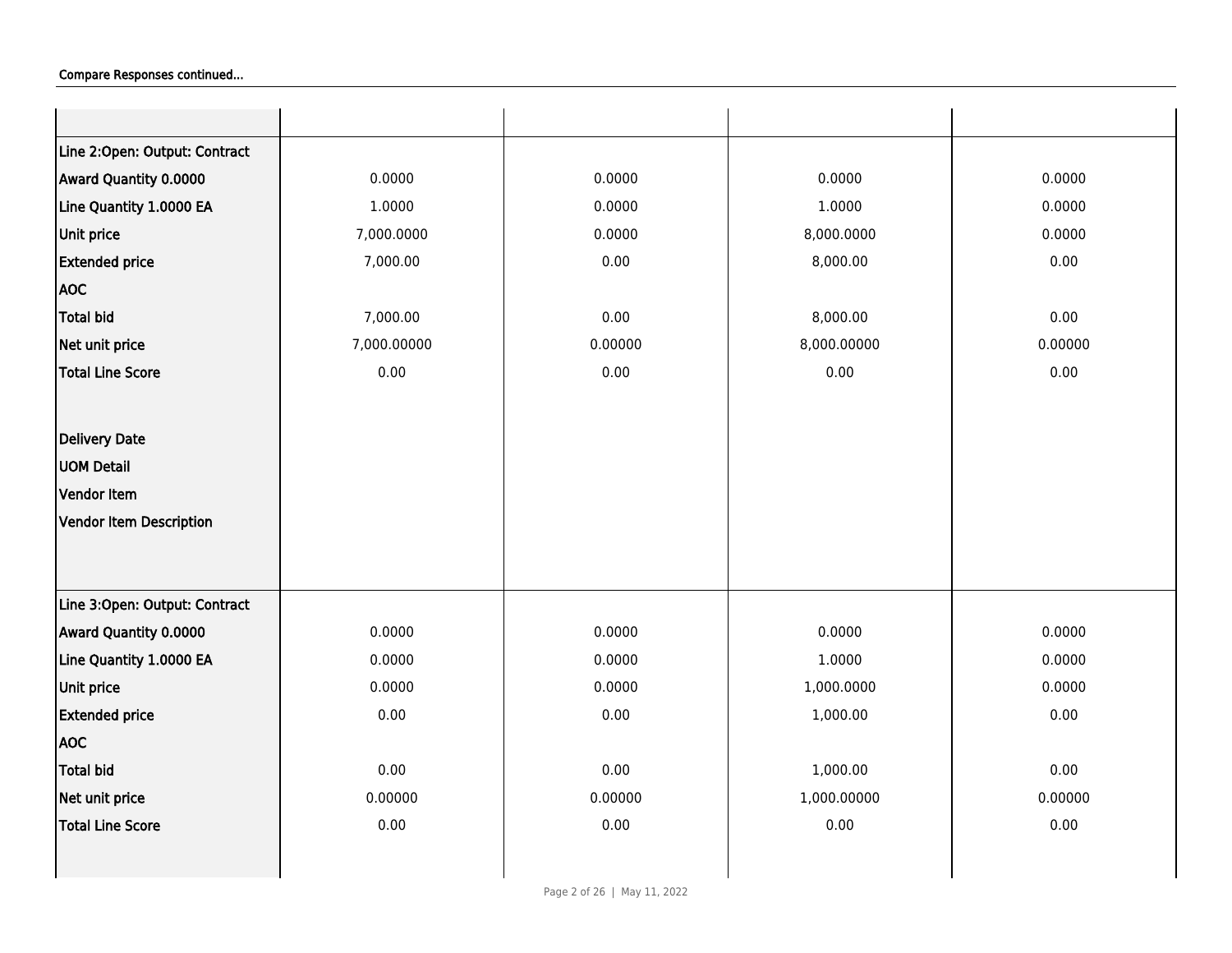Compare Responses continued...

| | | | | |
|---|---|---|---|---|
| **Line 2:Open: Output: Contract** | | | | |
| **Award Quantity 0.0000** | 0.0000 | 0.0000 | 0.0000 | 0.0000 |
| **Line Quantity 1.0000 EA** | 1.0000 | 0.0000 | 1.0000 | 0.0000 |
| **Unit price** | 7,000.0000 | 0.0000 | 8,000.0000 | 0.0000 |
| **Extended price** | 7,000.00 | 0.00 | 8,000.00 | 0.00 |
| **AOC** | | | | |
| **Total bid** | 7,000.00 | 0.00 | 8,000.00 | 0.00 |
| **Net unit price** | 7,000.00000 | 0.00000 | 8,000.00000 | 0.00000 |
| **Total Line Score** | 0.00 | 0.00 | 0.00 | 0.00 |
| **Delivery Date** | | | | |
| **UOM Detail** | | | | |
| **Vendor Item** | | | | |
| **Vendor Item Description** | | | | |
| **Line 3:Open: Output: Contract** | | | | |
| **Award Quantity 0.0000** | 0.0000 | 0.0000 | 0.0000 | 0.0000 |
| **Line Quantity 1.0000 EA** | 0.0000 | 0.0000 | 1.0000 | 0.0000 |
| **Unit price** | 0.0000 | 0.0000 | 1,000.0000 | 0.0000 |
| **Extended price** | 0.00 | 0.00 | 1,000.00 | 0.00 |
| **AOC** | | | | |
| **Total bid** | 0.00 | 0.00 | 1,000.00 | 0.00 |
| **Net unit price** | 0.00000 | 0.00000 | 1,000.00000 | 0.00000 |
| **Total Line Score** | 0.00 | 0.00 | 0.00 | 0.00 |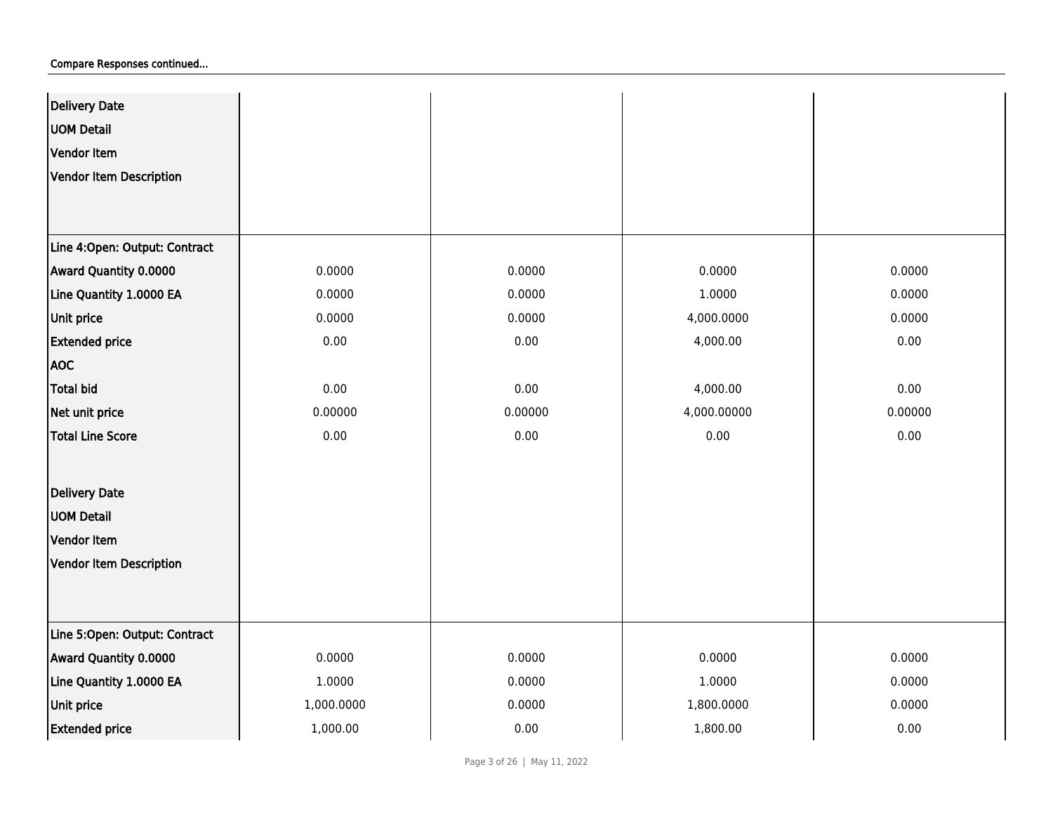Compare Responses continued...

| | | | | |
|---|---|---|---|---|
| Delivery Date | | | | |
| UOM Detail | | | | |
| Vendor Item | | | | |
| Vendor Item Description | | | | |
| Line 4:Open: Output: Contract | | | | |
| Award Quantity 0.0000 | 0.0000 | 0.0000 | 0.0000 | 0.0000 |
| Line Quantity 1.0000 EA | 0.0000 | 0.0000 | 1.0000 | 0.0000 |
| Unit price | 0.0000 | 0.0000 | 4,000.0000 | 0.0000 |
| Extended price | 0.00 | 0.00 | 4,000.00 | 0.00 |
| AOC | | | | |
| Total bid | 0.00 | 0.00 | 4,000.00 | 0.00 |
| Net unit price | 0.00000 | 0.00000 | 4,000.00000 | 0.00000 |
| Total Line Score | 0.00 | 0.00 | 0.00 | 0.00 |
| Delivery Date | | | | |
| UOM Detail | | | | |
| Vendor Item | | | | |
| Vendor Item Description | | | | |
| Line 5:Open: Output: Contract | | | | |
| Award Quantity 0.0000 | 0.0000 | 0.0000 | 0.0000 | 0.0000 |
| Line Quantity 1.0000 EA | 1.0000 | 0.0000 | 1.0000 | 0.0000 |
| Unit price | 1,000.0000 | 0.0000 | 1,800.0000 | 0.0000 |
| Extended price | 1,000.00 | 0.00 | 1,800.00 | 0.00 |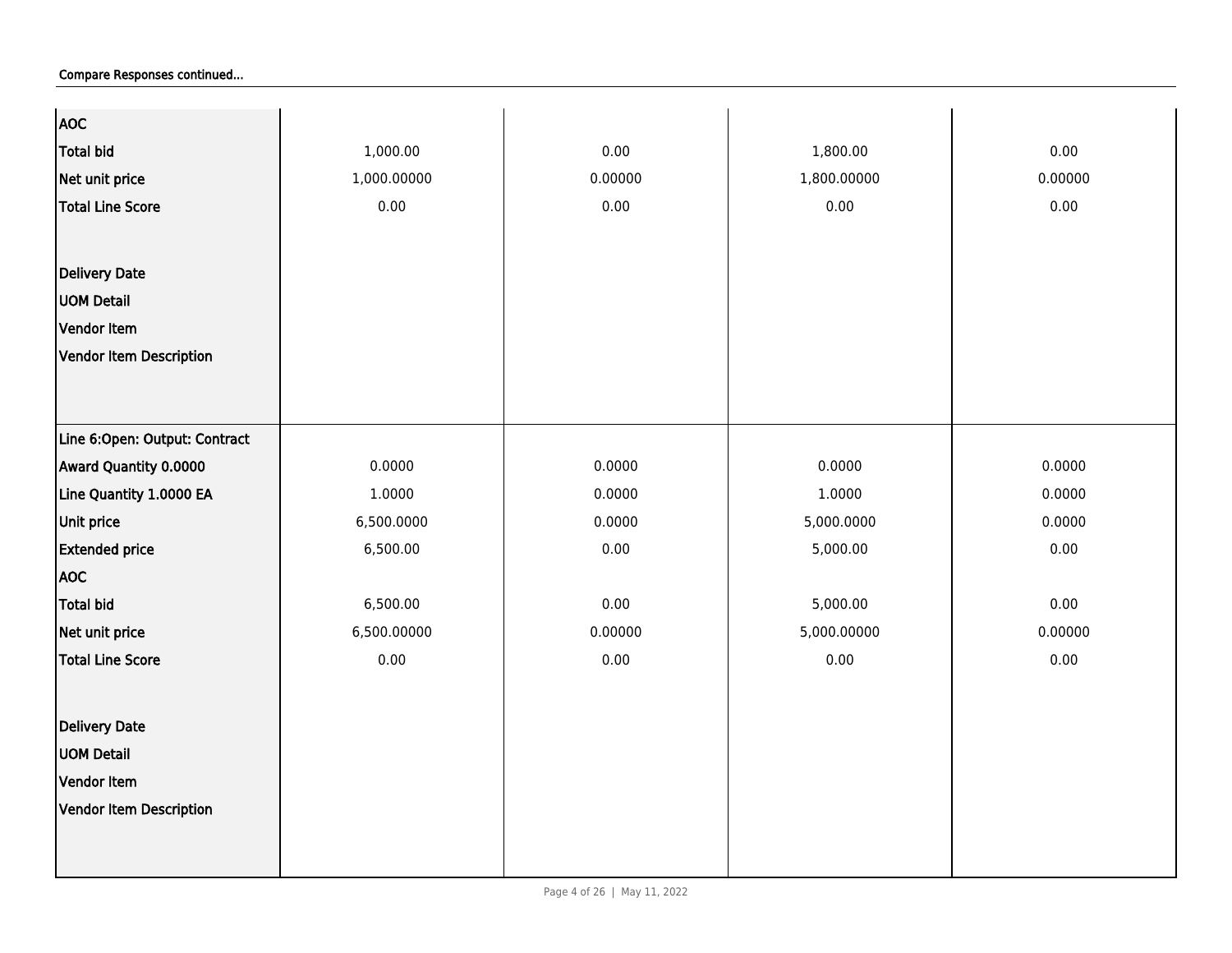Compare Responses continued...

| | | | | |
|---|---|---|---|---|
| AOC | | | | |
| Total bid | 1,000.00 | 0.00 | 1,800.00 | 0.00 |
| Net unit price | 1,000.00000 | 0.00000 | 1,800.00000 | 0.00000 |
| Total Line Score | 0.00 | 0.00 | 0.00 | 0.00 |
| Delivery Date | | | | |
| UOM Detail | | | | |
| Vendor Item | | | | |
| Vendor Item Description | | | | |
| Line 6:Open: Output: Contract | | | | |
| Award Quantity 0.0000 | 0.0000 | 0.0000 | 0.0000 | 0.0000 |
| Line Quantity 1.0000 EA | 1.0000 | 0.0000 | 1.0000 | 0.0000 |
| Unit price | 6,500.0000 | 0.0000 | 5,000.0000 | 0.0000 |
| Extended price | 6,500.00 | 0.00 | 5,000.00 | 0.00 |
| AOC | | | | |
| Total bid | 6,500.00 | 0.00 | 5,000.00 | 0.00 |
| Net unit price | 6,500.00000 | 0.00000 | 5,000.00000 | 0.00000 |
| Total Line Score | 0.00 | 0.00 | 0.00 | 0.00 |
| Delivery Date | | | | |
| UOM Detail | | | | |
| Vendor Item | | | | |
| Vendor Item Description | | | | |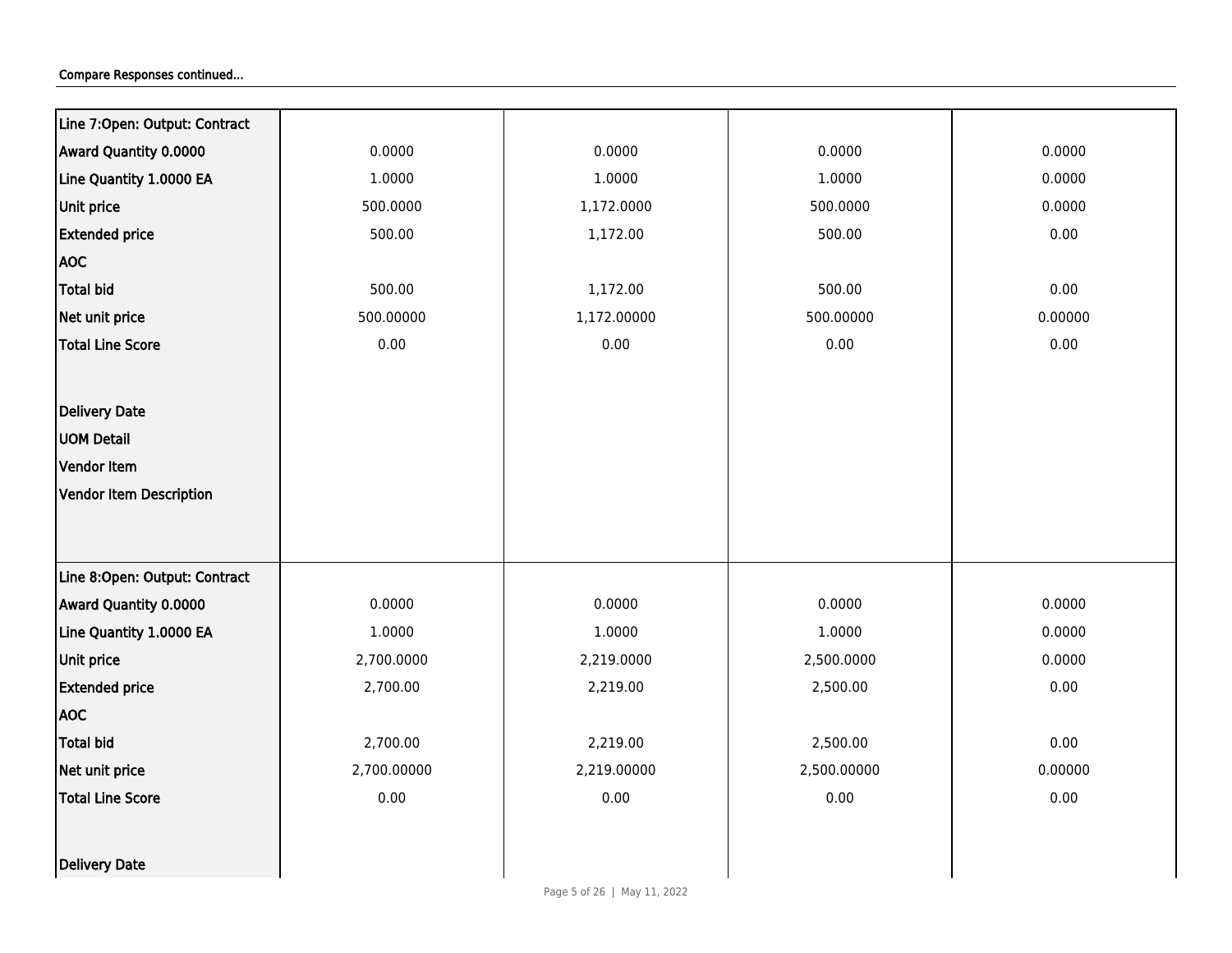Compare Responses continued...

| Line 7:Open: Output: Contract | | | | |
|---|---|---|---|---|
| Award Quantity 0.0000 | 0.0000 | 0.0000 | 0.0000 | 0.0000 |
| Line Quantity 1.0000 EA | 1.0000 | 1.0000 | 1.0000 | 0.0000 |
| Unit price | 500.0000 | 1,172.0000 | 500.0000 | 0.0000 |
| Extended price | 500.00 | 1,172.00 | 500.00 | 0.00 |
| AOC | | | | |
| Total bid | 500.00 | 1,172.00 | 500.00 | 0.00 |
| Net unit price | 500.00000 | 1,172.00000 | 500.00000 | 0.00000 |
| Total Line Score | 0.00 | 0.00 | 0.00 | 0.00 |
| Delivery Date | | | | |
| UOM Detail | | | | |
| Vendor Item | | | | |
| Vendor Item Description | | | | |

| Line 8:Open: Output: Contract | | | | |
|---|---|---|---|---|
| Award Quantity 0.0000 | 0.0000 | 0.0000 | 0.0000 | 0.0000 |
| Line Quantity 1.0000 EA | 1.0000 | 1.0000 | 1.0000 | 0.0000 |
| Unit price | 2,700.0000 | 2,219.0000 | 2,500.0000 | 0.0000 |
| Extended price | 2,700.00 | 2,219.00 | 2,500.00 | 0.00 |
| AOC | | | | |
| Total bid | 2,700.00 | 2,219.00 | 2,500.00 | 0.00 |
| Net unit price | 2,700.00000 | 2,219.00000 | 2,500.00000 | 0.00000 |
| Total Line Score | 0.00 | 0.00 | 0.00 | 0.00 |
| Delivery Date | | | | |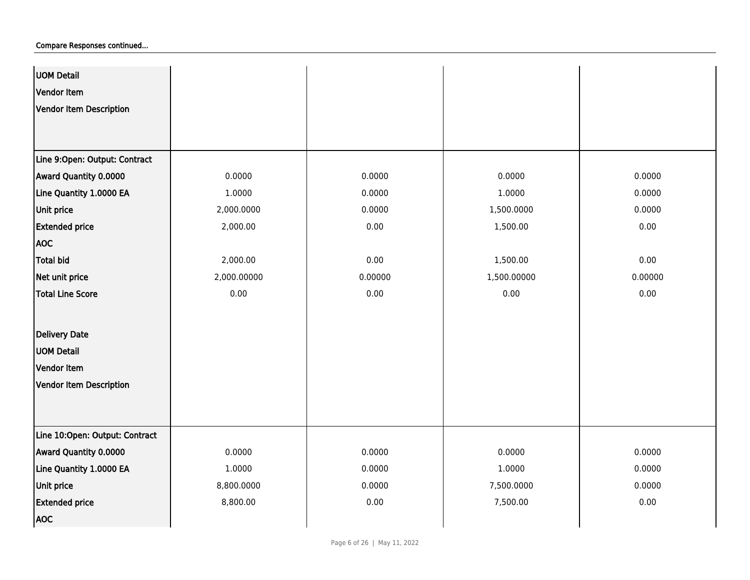Compare Responses continued...

| | | | | |
|---|---|---|---|---|
| **UOM Detail** | | | | |
| **Vendor Item** | | | | |
| **Vendor Item Description** | | | | |
| **Line 9:Open: Output: Contract** | | | | |
| **Award Quantity 0.0000** | 0.0000 | 0.0000 | 0.0000 | 0.0000 |
| **Line Quantity 1.0000 EA** | 1.0000 | 0.0000 | 1.0000 | 0.0000 |
| **Unit price** | 2,000.0000 | 0.0000 | 1,500.0000 | 0.0000 |
| **Extended price** | 2,000.00 | 0.00 | 1,500.00 | 0.00 |
| **AOC** | | | | |
| **Total bid** | 2,000.00 | 0.00 | 1,500.00 | 0.00 |
| **Net unit price** | 2,000.00000 | 0.00000 | 1,500.00000 | 0.00000 |
| **Total Line Score** | 0.00 | 0.00 | 0.00 | 0.00 |
| **Delivery Date** | | | | |
| **UOM Detail** | | | | |
| **Vendor Item** | | | | |
| **Vendor Item Description** | | | | |
| **Line 10:Open: Output: Contract** | | | | |
| **Award Quantity 0.0000** | 0.0000 | 0.0000 | 0.0000 | 0.0000 |
| **Line Quantity 1.0000 EA** | 1.0000 | 0.0000 | 1.0000 | 0.0000 |
| **Unit price** | 8,800.0000 | 0.0000 | 7,500.0000 | 0.0000 |
| **Extended price** | 8,800.00 | 0.00 | 7,500.00 | 0.00 |
| **AOC** | | | | |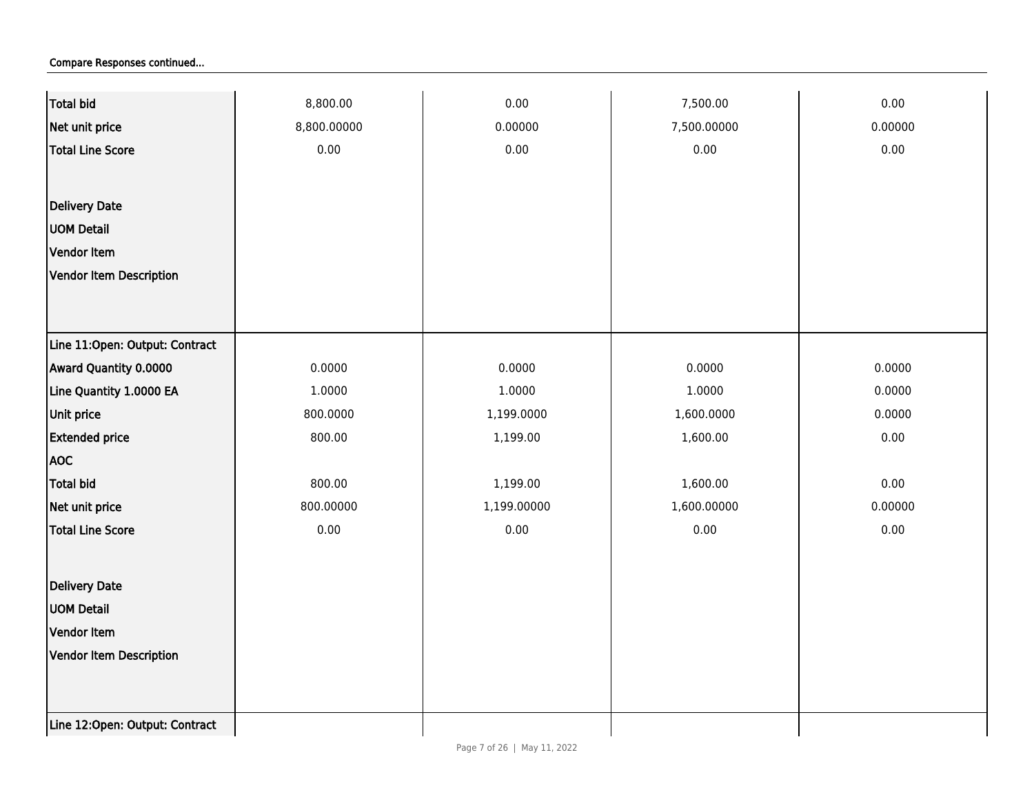Compare Responses continued...

| | | | | |
|---|---|---|---|---|
| **Total bid** | 8,800.00 | 0.00 | 7,500.00 | 0.00 |
| **Net unit price** | 8,800.00000 | 0.00000 | 7,500.00000 | 0.00000 |
| **Total Line Score** | 0.00 | 0.00 | 0.00 | 0.00 |
| **Delivery Date** | | | | |
| **UOM Detail** | | | | |
| **Vendor Item** | | | | |
| **Vendor Item Description** | | | | |
| **Line 11:Open: Output: Contract** | | | | |
| **Award Quantity 0.0000** | 0.0000 | 0.0000 | 0.0000 | 0.0000 |
| **Line Quantity 1.0000 EA** | 1.0000 | 1.0000 | 1.0000 | 0.0000 |
| **Unit price** | 800.0000 | 1,199.0000 | 1,600.0000 | 0.0000 |
| **Extended price** | 800.00 | 1,199.00 | 1,600.00 | 0.00 |
| **AOC** | | | | |
| **Total bid** | 800.00 | 1,199.00 | 1,600.00 | 0.00 |
| **Net unit price** | 800.00000 | 1,199.00000 | 1,600.00000 | 0.00000 |
| **Total Line Score** | 0.00 | 0.00 | 0.00 | 0.00 |
| **Delivery Date** | | | | |
| **UOM Detail** | | | | |
| **Vendor Item** | | | | |
| **Vendor Item Description** | | | | |
| **Line 12:Open: Output: Contract** | | | | |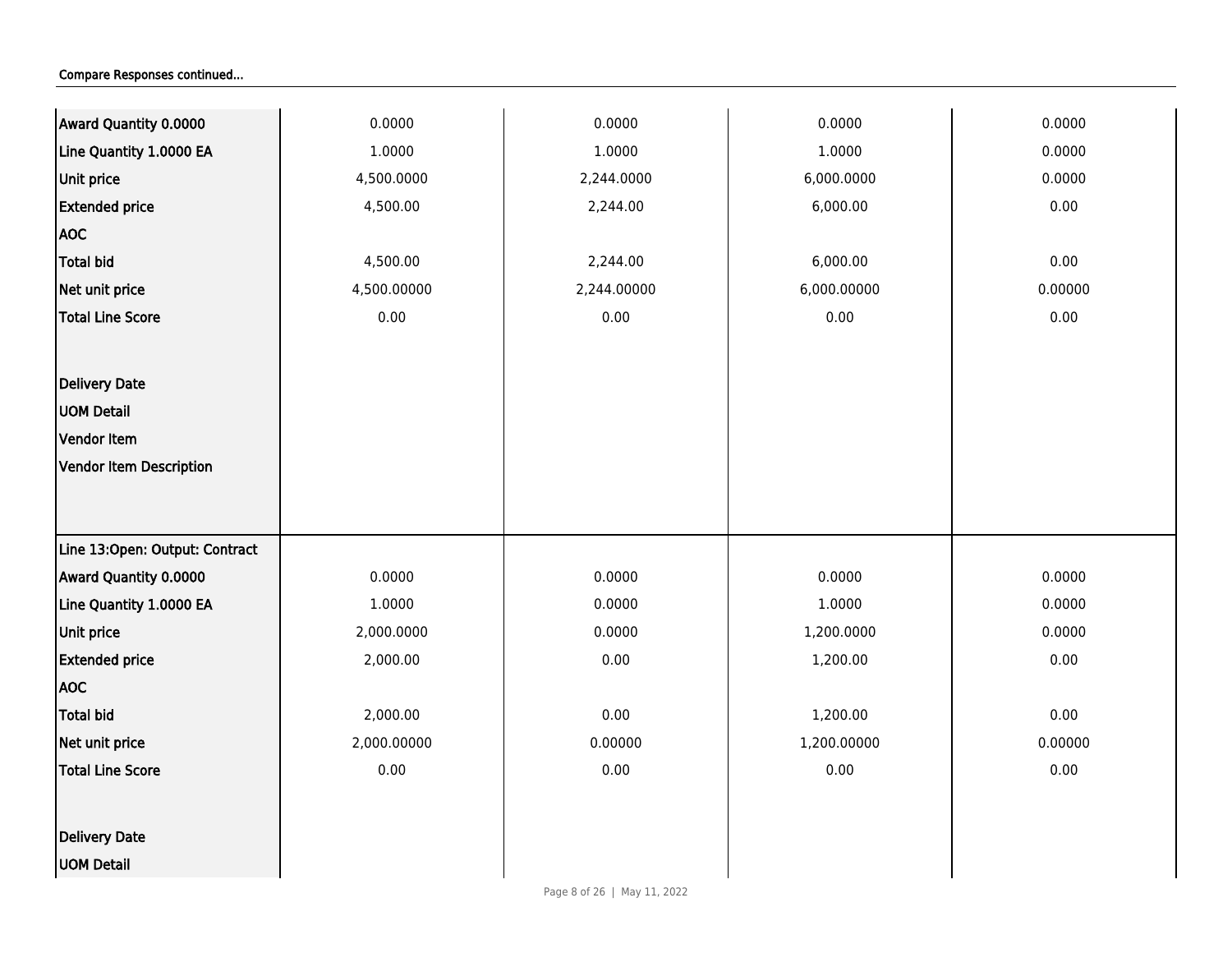Compare Responses continued...

| | | | | |
|---|---|---|---|---|
| Award Quantity 0.0000 | 0.0000 | 0.0000 | 0.0000 | 0.0000 |
| Line Quantity 1.0000 EA | 1.0000 | 1.0000 | 1.0000 | 0.0000 |
| Unit price | 4,500.0000 | 2,244.0000 | 6,000.0000 | 0.0000 |
| Extended price | 4,500.00 | 2,244.00 | 6,000.00 | 0.00 |
| AOC | | | | |
| Total bid | 4,500.00 | 2,244.00 | 6,000.00 | 0.00 |
| Net unit price | 4,500.00000 | 2,244.00000 | 6,000.00000 | 0.00000 |
| Total Line Score | 0.00 | 0.00 | 0.00 | 0.00 |
| Delivery Date | | | | |
| UOM Detail | | | | |
| Vendor Item | | | | |
| Vendor Item Description | | | | |
| Line 13:Open: Output: Contract | | | | |
| Award Quantity 0.0000 | 0.0000 | 0.0000 | 0.0000 | 0.0000 |
| Line Quantity 1.0000 EA | 1.0000 | 0.0000 | 1.0000 | 0.0000 |
| Unit price | 2,000.0000 | 0.0000 | 1,200.0000 | 0.0000 |
| Extended price | 2,000.00 | 0.00 | 1,200.00 | 0.00 |
| AOC | | | | |
| Total bid | 2,000.00 | 0.00 | 1,200.00 | 0.00 |
| Net unit price | 2,000.00000 | 0.00000 | 1,200.00000 | 0.00000 |
| Total Line Score | 0.00 | 0.00 | 0.00 | 0.00 |
| Delivery Date | | | | |
| UOM Detail | | | | |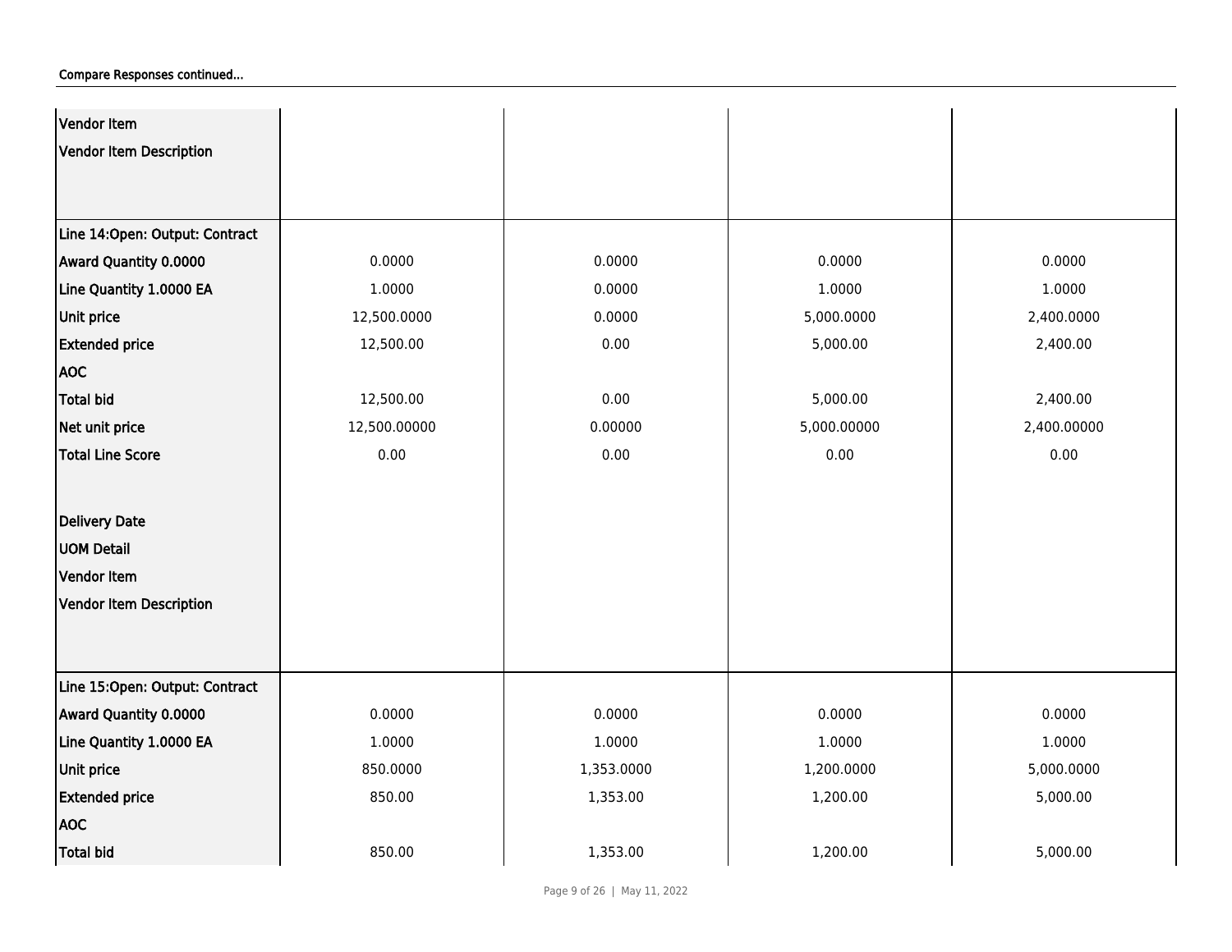Compare Responses continued...

| | | | | |
|---|---|---|---|---|
| Vendor Item | | | | |
| Vendor Item Description | | | | |
| **Line 14:Open: Output: Contract** | | | | |
| Award Quantity 0.0000 | 0.0000 | 0.0000 | 0.0000 | 0.0000 |
| Line Quantity 1.0000 EA | 1.0000 | 0.0000 | 1.0000 | 1.0000 |
| Unit price | 12,500.0000 | 0.0000 | 5,000.0000 | 2,400.0000 |
| Extended price | 12,500.00 | 0.00 | 5,000.00 | 2,400.00 |
| AOC | | | | |
| Total bid | 12,500.00 | 0.00 | 5,000.00 | 2,400.00 |
| Net unit price | 12,500.00000 | 0.00000 | 5,000.00000 | 2,400.00000 |
| Total Line Score | 0.00 | 0.00 | 0.00 | 0.00 |
| Delivery Date | | | | |
| UOM Detail | | | | |
| Vendor Item | | | | |
| Vendor Item Description | | | | |
| **Line 15:Open: Output: Contract** | | | | |
| Award Quantity 0.0000 | 0.0000 | 0.0000 | 0.0000 | 0.0000 |
| Line Quantity 1.0000 EA | 1.0000 | 1.0000 | 1.0000 | 1.0000 |
| Unit price | 850.0000 | 1,353.0000 | 1,200.0000 | 5,000.0000 |
| Extended price | 850.00 | 1,353.00 | 1,200.00 | 5,000.00 |
| AOC | | | | |
| Total bid | 850.00 | 1,353.00 | 1,200.00 | 5,000.00 |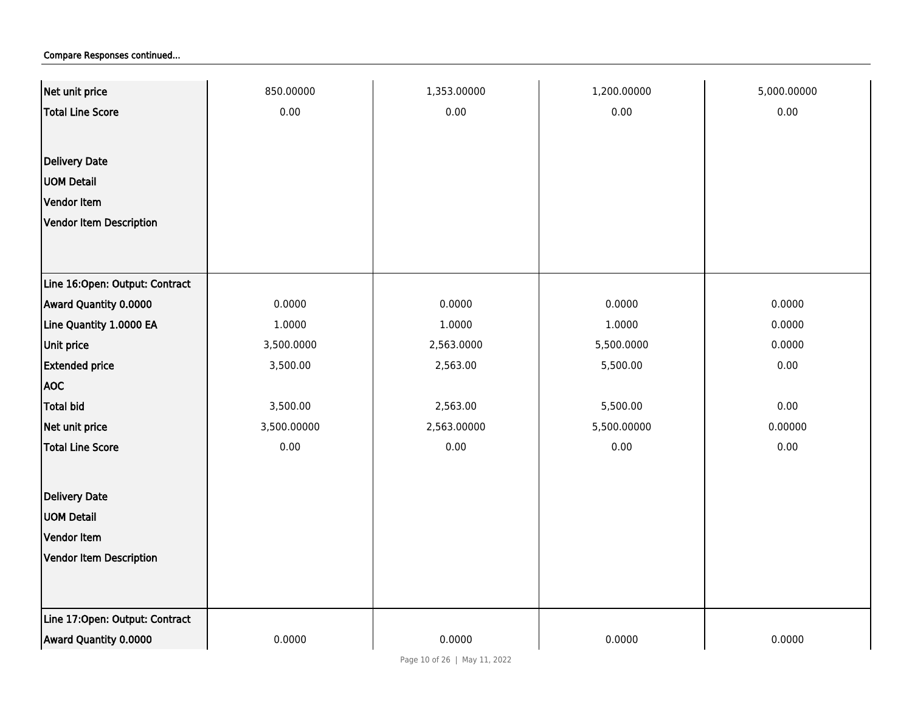Compare Responses continued...

| | | | | |
|---|---|---|---|---|
| Net unit price | 850.00000 | 1,353.00000 | 1,200.00000 | 5,000.00000 |
| Total Line Score | 0.00 | 0.00 | 0.00 | 0.00 |
| Delivery Date | | | | |
| UOM Detail | | | | |
| Vendor Item | | | | |
| Vendor Item Description | | | | |
| Line 16:Open: Output: Contract | | | | |
| Award Quantity 0.0000 | 0.0000 | 0.0000 | 0.0000 | 0.0000 |
| Line Quantity 1.0000 EA | 1.0000 | 1.0000 | 1.0000 | 0.0000 |
| Unit price | 3,500.0000 | 2,563.0000 | 5,500.0000 | 0.0000 |
| Extended price | 3,500.00 | 2,563.00 | 5,500.00 | 0.00 |
| AOC | | | | |
| Total bid | 3,500.00 | 2,563.00 | 5,500.00 | 0.00 |
| Net unit price | 3,500.00000 | 2,563.00000 | 5,500.00000 | 0.00000 |
| Total Line Score | 0.00 | 0.00 | 0.00 | 0.00 |
| Delivery Date | | | | |
| UOM Detail | | | | |
| Vendor Item | | | | |
| Vendor Item Description | | | | |
| Line 17:Open: Output: Contract | | | | |
| Award Quantity 0.0000 | 0.0000 | 0.0000 | 0.0000 | 0.0000 |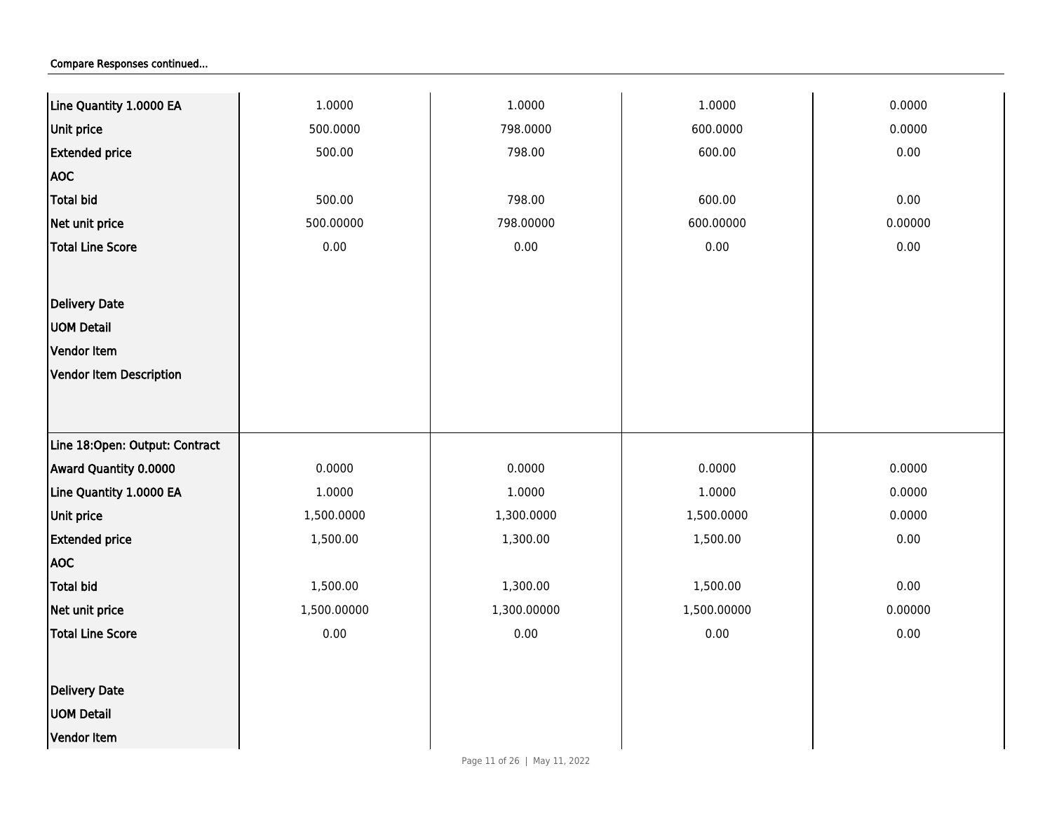**Compare Responses continued...**

| | | | | |
|---|---|---|---|---|
| Line Quantity 1.0000 EA | 1.0000 | 1.0000 | 1.0000 | 0.0000 |
| Unit price | 500.0000 | 798.0000 | 600.0000 | 0.0000 |
| Extended price | 500.00 | 798.00 | 600.00 | 0.00 |
| AOC | | | | |
| Total bid | 500.00 | 798.00 | 600.00 | 0.00 |
| Net unit price | 500.00000 | 798.00000 | 600.00000 | 0.00000 |
| Total Line Score | 0.00 | 0.00 | 0.00 | 0.00 |
| Delivery Date | | | | |
| UOM Detail | | | | |
| Vendor Item | | | | |
| Vendor Item Description | | | | |
| Line 18:Open: Output: Contract | | | | |
| Award Quantity 0.0000 | 0.0000 | 0.0000 | 0.0000 | 0.0000 |
| Line Quantity 1.0000 EA | 1.0000 | 1.0000 | 1.0000 | 0.0000 |
| Unit price | 1,500.0000 | 1,300.0000 | 1,500.0000 | 0.0000 |
| Extended price | 1,500.00 | 1,300.00 | 1,500.00 | 0.00 |
| AOC | | | | |
| Total bid | 1,500.00 | 1,300.00 | 1,500.00 | 0.00 |
| Net unit price | 1,500.00000 | 1,300.00000 | 1,500.00000 | 0.00000 |
| Total Line Score | 0.00 | 0.00 | 0.00 | 0.00 |
| Delivery Date | | | | |
| UOM Detail | | | | |
| Vendor Item | | | | |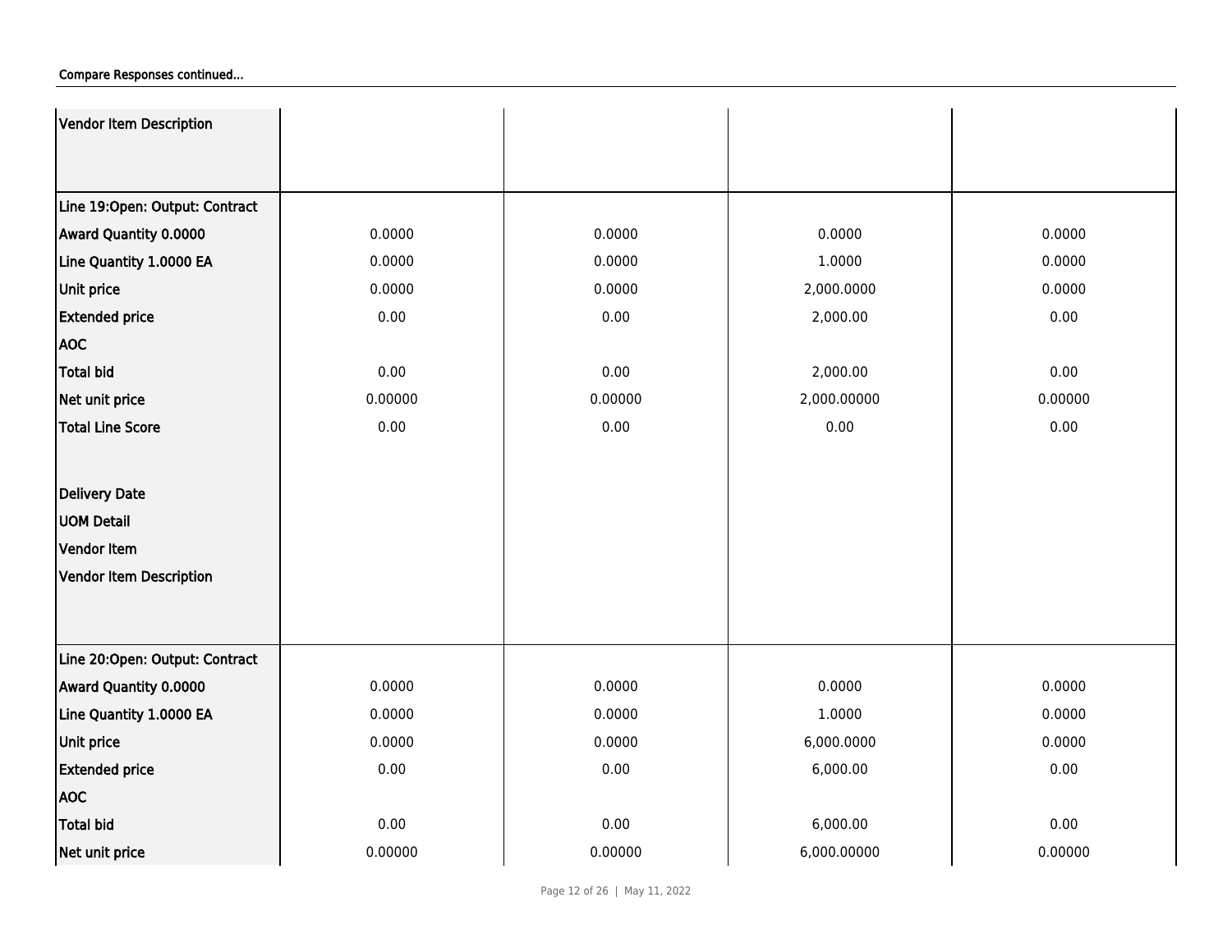Compare Responses continued...

| Vendor Item Description | | | | |
|---|---|---|---|---|
| | | | | |
| **Line 19:Open: Output: Contract** | | | | |
| **Award Quantity 0.0000** | 0.0000 | 0.0000 | 0.0000 | 0.0000 |
| **Line Quantity 1.0000 EA** | 0.0000 | 0.0000 | 1.0000 | 0.0000 |
| **Unit price** | 0.0000 | 0.0000 | 2,000.0000 | 0.0000 |
| **Extended price** | 0.00 | 0.00 | 2,000.00 | 0.00 |
| **AOC** | | | | |
| **Total bid** | 0.00 | 0.00 | 2,000.00 | 0.00 |
| **Net unit price** | 0.00000 | 0.00000 | 2,000.00000 | 0.00000 |
| **Total Line Score** | 0.00 | 0.00 | 0.00 | 0.00 |
| **Delivery Date** | | | | |
| **UOM Detail** | | | | |
| **Vendor Item** | | | | |
| **Vendor Item Description** | | | | |
| **Line 20:Open: Output: Contract** | | | | |
| **Award Quantity 0.0000** | 0.0000 | 0.0000 | 0.0000 | 0.0000 |
| **Line Quantity 1.0000 EA** | 0.0000 | 0.0000 | 1.0000 | 0.0000 |
| **Unit price** | 0.0000 | 0.0000 | 6,000.0000 | 0.0000 |
| **Extended price** | 0.00 | 0.00 | 6,000.00 | 0.00 |
| **AOC** | | | | |
| **Total bid** | 0.00 | 0.00 | 6,000.00 | 0.00 |
| **Net unit price** | 0.00000 | 0.00000 | 6,000.00000 | 0.00000 |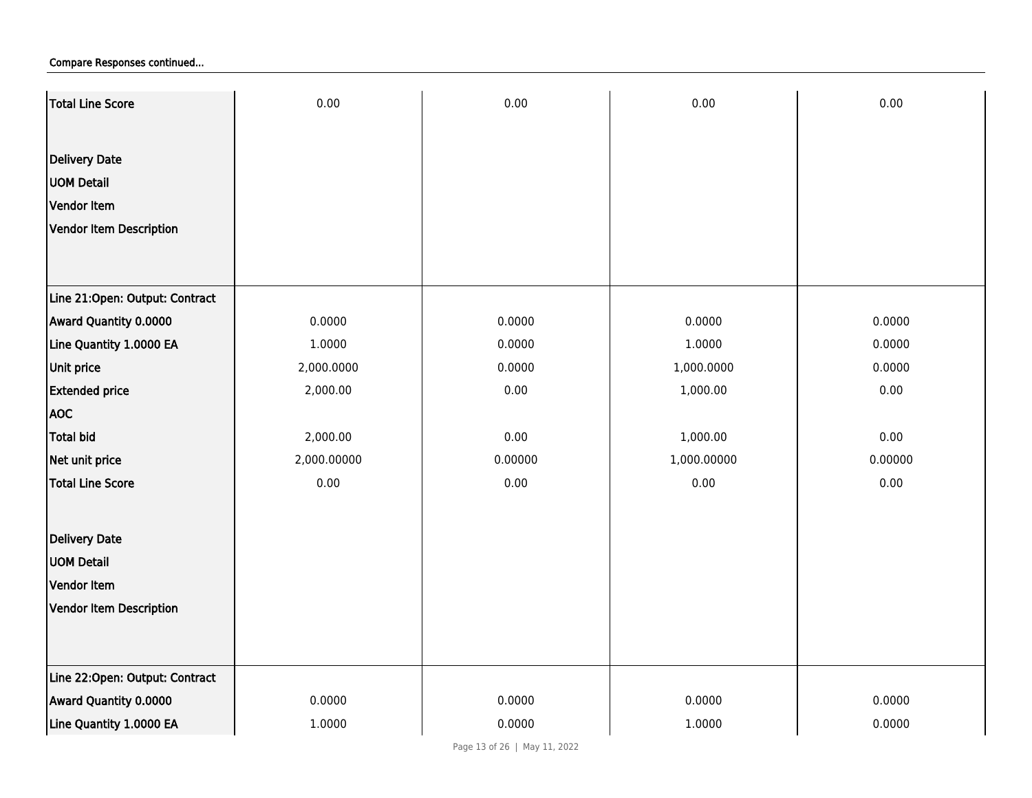Compare Responses continued...

| | | | | |
|---|---|---|---|---|
| Total Line Score | 0.00 | 0.00 | 0.00 | 0.00 |
| Delivery Date | | | | |
| UOM Detail | | | | |
| Vendor Item | | | | |
| Vendor Item Description | | | | |
| Line 21:Open: Output: Contract | | | | |
| Award Quantity 0.0000 | 0.0000 | 0.0000 | 0.0000 | 0.0000 |
| Line Quantity 1.0000 EA | 1.0000 | 0.0000 | 1.0000 | 0.0000 |
| Unit price | 2,000.0000 | 0.0000 | 1,000.0000 | 0.0000 |
| Extended price | 2,000.00 | 0.00 | 1,000.00 | 0.00 |
| AOC | | | | |
| Total bid | 2,000.00 | 0.00 | 1,000.00 | 0.00 |
| Net unit price | 2,000.00000 | 0.00000 | 1,000.00000 | 0.00000 |
| Total Line Score | 0.00 | 0.00 | 0.00 | 0.00 |
| Delivery Date | | | | |
| UOM Detail | | | | |
| Vendor Item | | | | |
| Vendor Item Description | | | | |
| Line 22:Open: Output: Contract | | | | |
| Award Quantity 0.0000 | 0.0000 | 0.0000 | 0.0000 | 0.0000 |
| Line Quantity 1.0000 EA | 1.0000 | 0.0000 | 1.0000 | 0.0000 |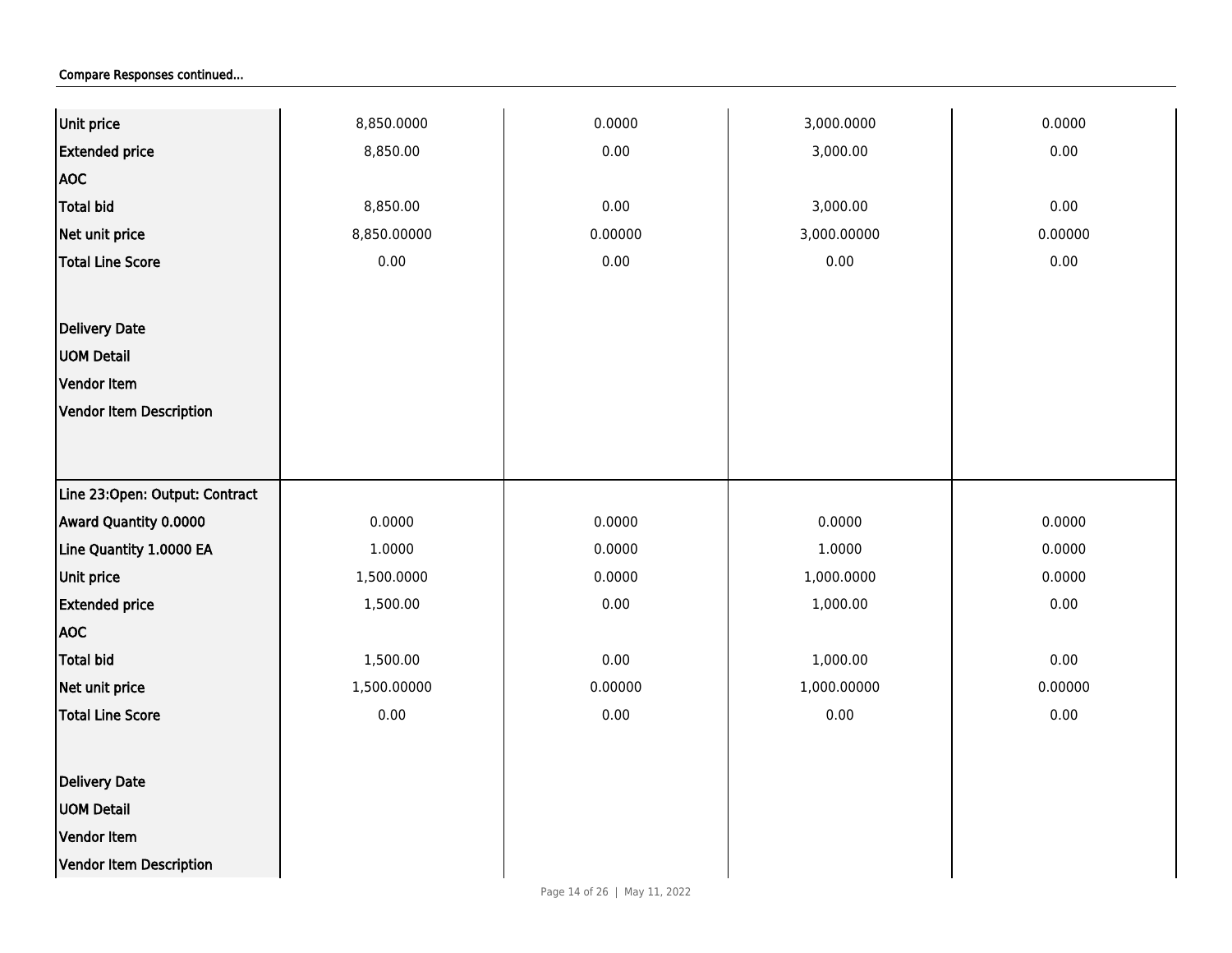Compare Responses continued...

| | | | | |
|---|---|---|---|---|
| Unit price | 8,850.0000 | 0.0000 | 3,000.0000 | 0.0000 |
| Extended price | 8,850.00 | 0.00 | 3,000.00 | 0.00 |
| AOC | | | | |
| Total bid | 8,850.00 | 0.00 | 3,000.00 | 0.00 |
| Net unit price | 8,850.00000 | 0.00000 | 3,000.00000 | 0.00000 |
| Total Line Score | 0.00 | 0.00 | 0.00 | 0.00 |
| Delivery Date | | | | |
| UOM Detail | | | | |
| Vendor Item | | | | |
| Vendor Item Description | | | | |
| Line 23:Open: Output: Contract | | | | |
| Award Quantity 0.0000 | 0.0000 | 0.0000 | 0.0000 | 0.0000 |
| Line Quantity 1.0000 EA | 1.0000 | 0.0000 | 1.0000 | 0.0000 |
| Unit price | 1,500.0000 | 0.0000 | 1,000.0000 | 0.0000 |
| Extended price | 1,500.00 | 0.00 | 1,000.00 | 0.00 |
| AOC | | | | |
| Total bid | 1,500.00 | 0.00 | 1,000.00 | 0.00 |
| Net unit price | 1,500.00000 | 0.00000 | 1,000.00000 | 0.00000 |
| Total Line Score | 0.00 | 0.00 | 0.00 | 0.00 |
| Delivery Date | | | | |
| UOM Detail | | | | |
| Vendor Item | | | | |
| Vendor Item Description | | | | |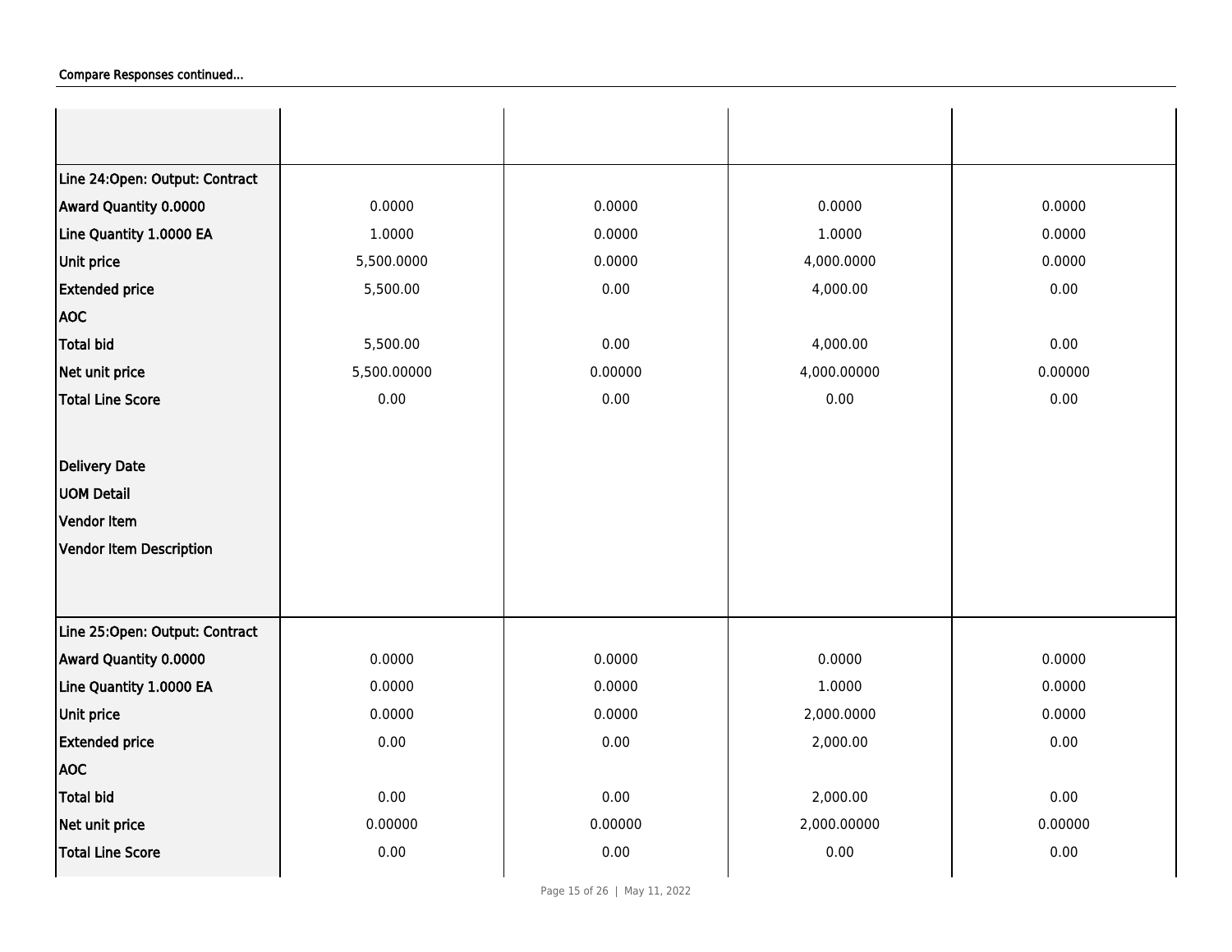Compare Responses continued...

| | | | | |
|---|---|---|---|---|
| | | | | |
| Line 24:Open: Output: Contract | | | | |
| Award Quantity 0.0000 | 0.0000 | 0.0000 | 0.0000 | 0.0000 |
| Line Quantity 1.0000 EA | 1.0000 | 0.0000 | 1.0000 | 0.0000 |
| Unit price | 5,500.0000 | 0.0000 | 4,000.0000 | 0.0000 |
| Extended price | 5,500.00 | 0.00 | 4,000.00 | 0.00 |
| AOC | | | | |
| Total bid | 5,500.00 | 0.00 | 4,000.00 | 0.00 |
| Net unit price | 5,500.00000 | 0.00000 | 4,000.00000 | 0.00000 |
| Total Line Score | 0.00 | 0.00 | 0.00 | 0.00 |
| Delivery Date | | | | |
| UOM Detail | | | | |
| Vendor Item | | | | |
| Vendor Item Description | | | | |
| Line 25:Open: Output: Contract | | | | |
| Award Quantity 0.0000 | 0.0000 | 0.0000 | 0.0000 | 0.0000 |
| Line Quantity 1.0000 EA | 0.0000 | 0.0000 | 1.0000 | 0.0000 |
| Unit price | 0.0000 | 0.0000 | 2,000.0000 | 0.0000 |
| Extended price | 0.00 | 0.00 | 2,000.00 | 0.00 |
| AOC | | | | |
| Total bid | 0.00 | 0.00 | 2,000.00 | 0.00 |
| Net unit price | 0.00000 | 0.00000 | 2,000.00000 | 0.00000 |
| Total Line Score | 0.00 | 0.00 | 0.00 | 0.00 |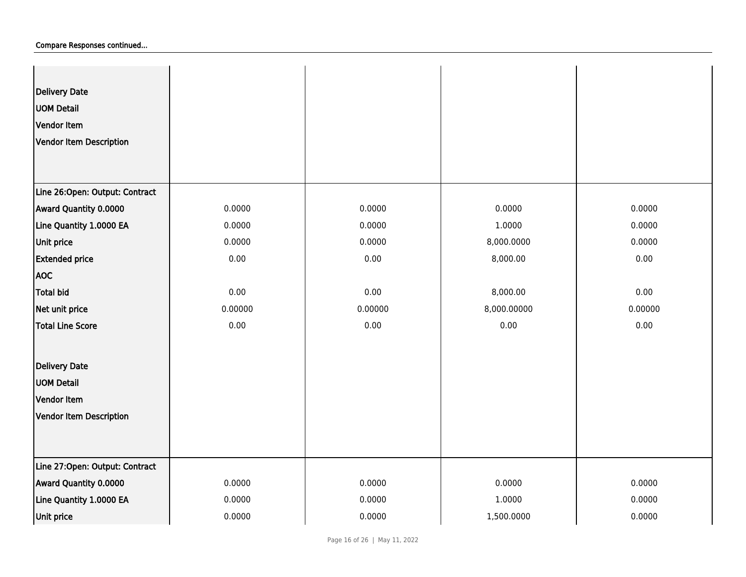Compare Responses continued...

| | | | | |
|---|---|---|---|---|
| Delivery Date | | | | |
| UOM Detail | | | | |
| Vendor Item | | | | |
| Vendor Item Description | | | | |
| **Line 26:Open: Output: Contract** | | | | |
| Award Quantity 0.0000 | 0.0000 | 0.0000 | 0.0000 | 0.0000 |
| Line Quantity 1.0000 EA | 0.0000 | 0.0000 | 1.0000 | 0.0000 |
| Unit price | 0.0000 | 0.0000 | 8,000.0000 | 0.0000 |
| Extended price | 0.00 | 0.00 | 8,000.00 | 0.00 |
| AOC | | | | |
| Total bid | 0.00 | 0.00 | 8,000.00 | 0.00 |
| Net unit price | 0.00000 | 0.00000 | 8,000.00000 | 0.00000 |
| Total Line Score | 0.00 | 0.00 | 0.00 | 0.00 |
| Delivery Date | | | | |
| UOM Detail | | | | |
| Vendor Item | | | | |
| Vendor Item Description | | | | |
| **Line 27:Open: Output: Contract** | | | | |
| Award Quantity 0.0000 | 0.0000 | 0.0000 | 0.0000 | 0.0000 |
| Line Quantity 1.0000 EA | 0.0000 | 0.0000 | 1.0000 | 0.0000 |
| Unit price | 0.0000 | 0.0000 | 1,500.0000 | 0.0000 |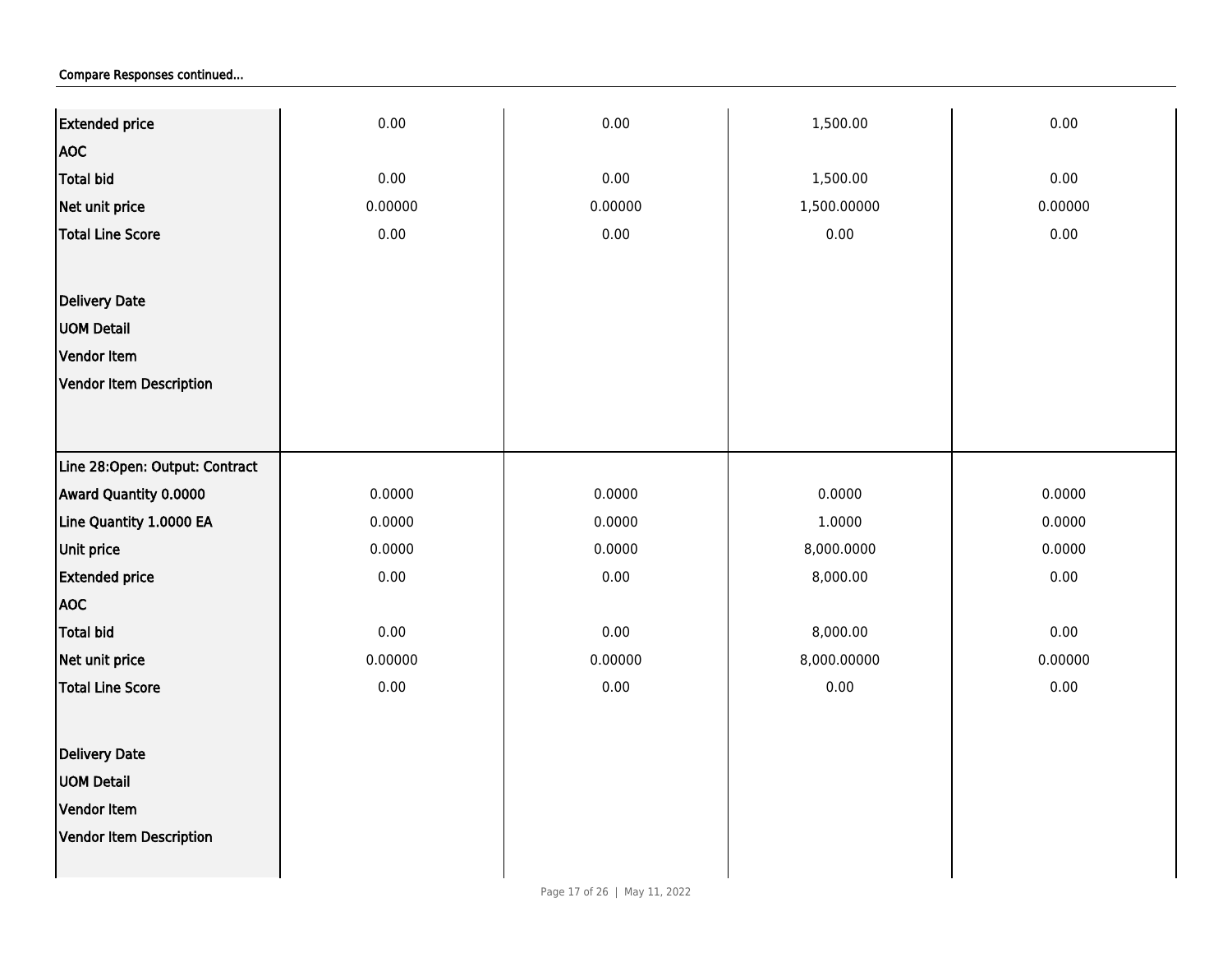Compare Responses continued...

| | | | | |
|---|---|---|---|---|
| Extended price | 0.00 | 0.00 | 1,500.00 | 0.00 |
| AOC | | | | |
| Total bid | 0.00 | 0.00 | 1,500.00 | 0.00 |
| Net unit price | 0.00000 | 0.00000 | 1,500.00000 | 0.00000 |
| Total Line Score | 0.00 | 0.00 | 0.00 | 0.00 |
| Delivery Date | | | | |
| UOM Detail | | | | |
| Vendor Item | | | | |
| Vendor Item Description | | | | |
| Line 28:Open: Output: Contract | | | | |
| Award Quantity 0.0000 | 0.0000 | 0.0000 | 0.0000 | 0.0000 |
| Line Quantity 1.0000 EA | 0.0000 | 0.0000 | 1.0000 | 0.0000 |
| Unit price | 0.0000 | 0.0000 | 8,000.0000 | 0.0000 |
| Extended price | 0.00 | 0.00 | 8,000.00 | 0.00 |
| AOC | | | | |
| Total bid | 0.00 | 0.00 | 8,000.00 | 0.00 |
| Net unit price | 0.00000 | 0.00000 | 8,000.00000 | 0.00000 |
| Total Line Score | 0.00 | 0.00 | 0.00 | 0.00 |
| Delivery Date | | | | |
| UOM Detail | | | | |
| Vendor Item | | | | |
| Vendor Item Description | | | | |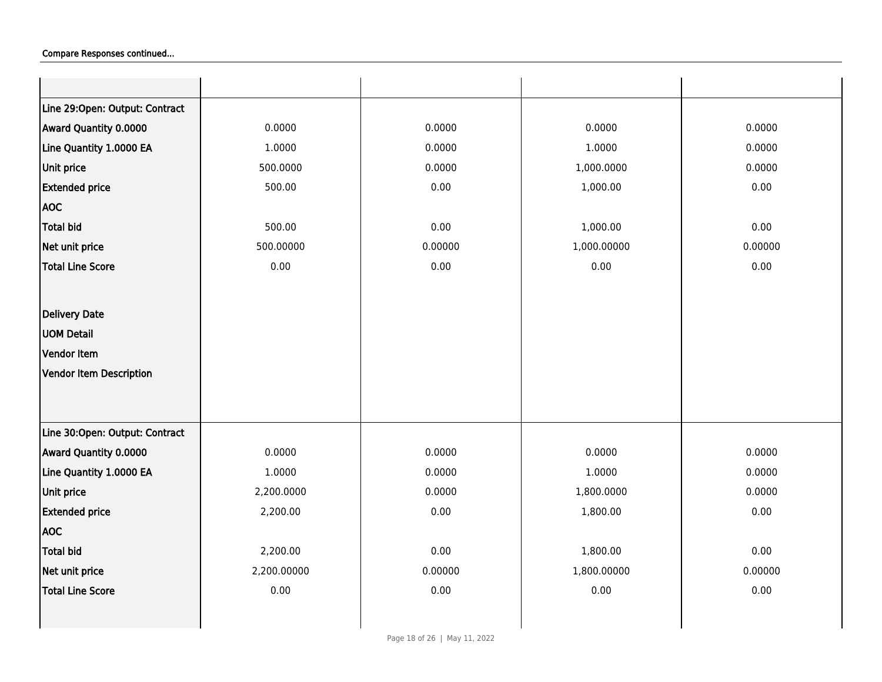Compare Responses continued...

| | | | | |
|---|---|---|---|---|
| Line 29:Open: Output: Contract | | | | |
| Award Quantity 0.0000 | 0.0000 | 0.0000 | 0.0000 | 0.0000 |
| Line Quantity 1.0000 EA | 1.0000 | 0.0000 | 1.0000 | 0.0000 |
| Unit price | 500.0000 | 0.0000 | 1,000.0000 | 0.0000 |
| Extended price | 500.00 | 0.00 | 1,000.00 | 0.00 |
| AOC | | | | |
| Total bid | 500.00 | 0.00 | 1,000.00 | 0.00 |
| Net unit price | 500.00000 | 0.00000 | 1,000.00000 | 0.00000 |
| Total Line Score | 0.00 | 0.00 | 0.00 | 0.00 |
| Delivery Date | | | | |
| UOM Detail | | | | |
| Vendor Item | | | | |
| Vendor Item Description | | | | |
| Line 30:Open: Output: Contract | | | | |
| Award Quantity 0.0000 | 0.0000 | 0.0000 | 0.0000 | 0.0000 |
| Line Quantity 1.0000 EA | 1.0000 | 0.0000 | 1.0000 | 0.0000 |
| Unit price | 2,200.0000 | 0.0000 | 1,800.0000 | 0.0000 |
| Extended price | 2,200.00 | 0.00 | 1,800.00 | 0.00 |
| AOC | | | | |
| Total bid | 2,200.00 | 0.00 | 1,800.00 | 0.00 |
| Net unit price | 2,200.00000 | 0.00000 | 1,800.00000 | 0.00000 |
| Total Line Score | 0.00 | 0.00 | 0.00 | 0.00 |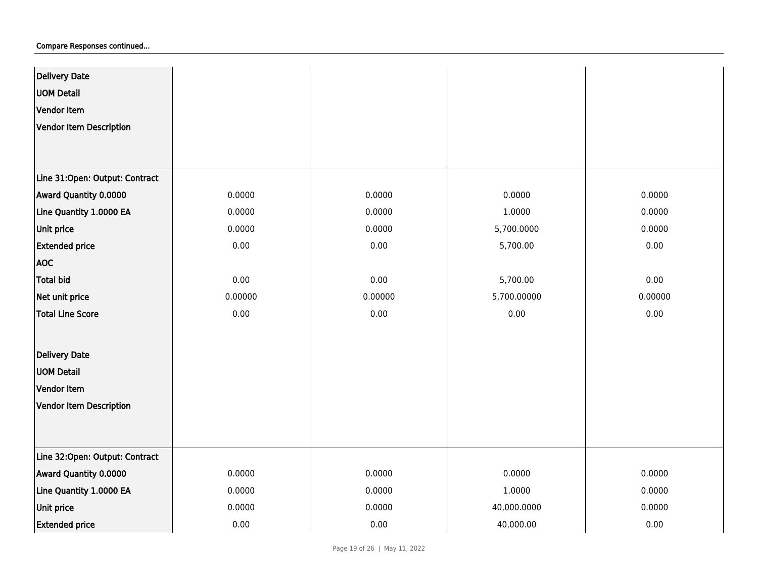Compare Responses continued...

| | | | | |
|---|---|---|---|---|
| Delivery Date | | | | |
| UOM Detail | | | | |
| Vendor Item | | | | |
| Vendor Item Description | | | | |
| **Line 31:Open: Output: Contract** | | | | |
| Award Quantity 0.0000 | 0.0000 | 0.0000 | 0.0000 | 0.0000 |
| Line Quantity 1.0000 EA | 0.0000 | 0.0000 | 1.0000 | 0.0000 |
| Unit price | 0.0000 | 0.0000 | 5,700.0000 | 0.0000 |
| Extended price | 0.00 | 0.00 | 5,700.00 | 0.00 |
| AOC | | | | |
| Total bid | 0.00 | 0.00 | 5,700.00 | 0.00 |
| Net unit price | 0.00000 | 0.00000 | 5,700.00000 | 0.00000 |
| Total Line Score | 0.00 | 0.00 | 0.00 | 0.00 |
| Delivery Date | | | | |
| UOM Detail | | | | |
| Vendor Item | | | | |
| Vendor Item Description | | | | |
| **Line 32:Open: Output: Contract** | | | | |
| Award Quantity 0.0000 | 0.0000 | 0.0000 | 0.0000 | 0.0000 |
| Line Quantity 1.0000 EA | 0.0000 | 0.0000 | 1.0000 | 0.0000 |
| Unit price | 0.0000 | 0.0000 | 40,000.0000 | 0.0000 |
| Extended price | 0.00 | 0.00 | 40,000.00 | 0.00 |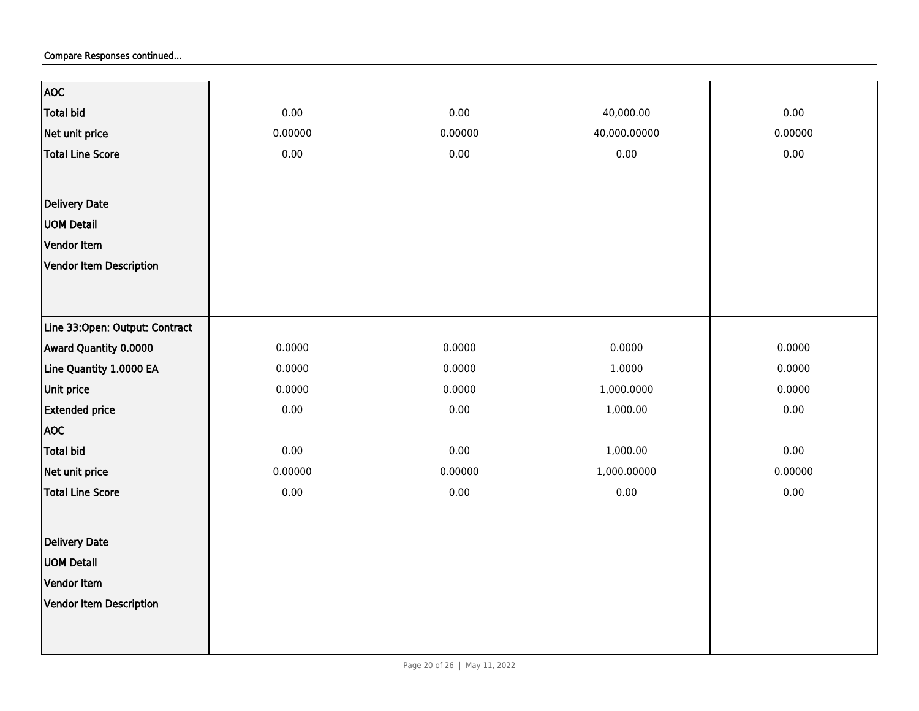Compare Responses continued...

| | | | | |
|---|---|---|---|---|
| AOC | | | | |
| Total bid | 0.00 | 0.00 | 40,000.00 | 0.00 |
| Net unit price | 0.00000 | 0.00000 | 40,000.00000 | 0.00000 |
| Total Line Score | 0.00 | 0.00 | 0.00 | 0.00 |
| Delivery Date | | | | |
| UOM Detail | | | | |
| Vendor Item | | | | |
| Vendor Item Description | | | | |
| Line 33:Open: Output: Contract | | | | |
| Award Quantity 0.0000 | 0.0000 | 0.0000 | 0.0000 | 0.0000 |
| Line Quantity 1.0000 EA | 0.0000 | 0.0000 | 1.0000 | 0.0000 |
| Unit price | 0.0000 | 0.0000 | 1,000.0000 | 0.0000 |
| Extended price | 0.00 | 0.00 | 1,000.00 | 0.00 |
| AOC | | | | |
| Total bid | 0.00 | 0.00 | 1,000.00 | 0.00 |
| Net unit price | 0.00000 | 0.00000 | 1,000.00000 | 0.00000 |
| Total Line Score | 0.00 | 0.00 | 0.00 | 0.00 |
| Delivery Date | | | | |
| UOM Detail | | | | |
| Vendor Item | | | | |
| Vendor Item Description | | | | |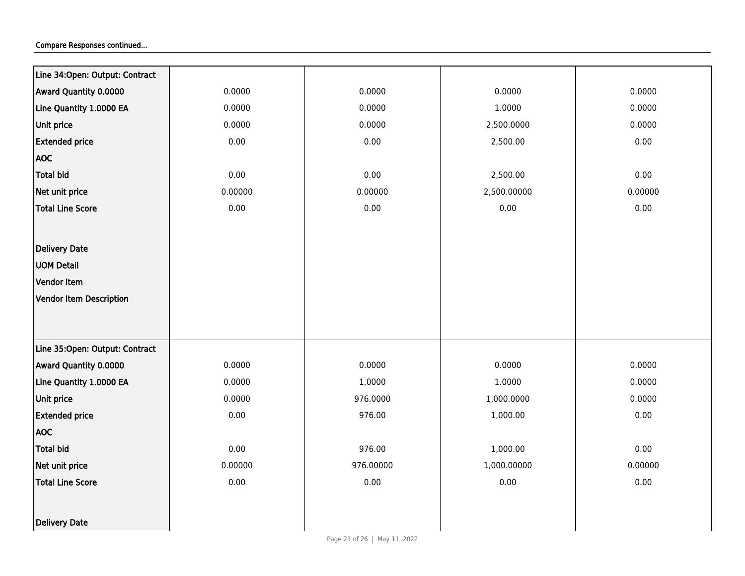Compare Responses continued...

| Line 34:Open: Output: Contract | | | | |
|---|---|---|---|---|
| Award Quantity 0.0000 | 0.0000 | 0.0000 | 0.0000 | 0.0000 |
| Line Quantity 1.0000 EA | 0.0000 | 0.0000 | 1.0000 | 0.0000 |
| Unit price | 0.0000 | 0.0000 | 2,500.0000 | 0.0000 |
| Extended price | 0.00 | 0.00 | 2,500.00 | 0.00 |
| AOC | | | | |
| Total bid | 0.00 | 0.00 | 2,500.00 | 0.00 |
| Net unit price | 0.00000 | 0.00000 | 2,500.00000 | 0.00000 |
| Total Line Score | 0.00 | 0.00 | 0.00 | 0.00 |
| Delivery Date | | | | |
| UOM Detail | | | | |
| Vendor Item | | | | |
| Vendor Item Description | | | | |
| **Line 35:Open: Output: Contract** | | | | |
| Award Quantity 0.0000 | 0.0000 | 0.0000 | 0.0000 | 0.0000 |
| Line Quantity 1.0000 EA | 0.0000 | 1.0000 | 1.0000 | 0.0000 |
| Unit price | 0.0000 | 976.0000 | 1,000.0000 | 0.0000 |
| Extended price | 0.00 | 976.00 | 1,000.00 | 0.00 |
| AOC | | | | |
| Total bid | 0.00 | 976.00 | 1,000.00 | 0.00 |
| Net unit price | 0.00000 | 976.00000 | 1,000.00000 | 0.00000 |
| Total Line Score | 0.00 | 0.00 | 0.00 | 0.00 |
| Delivery Date | | | | |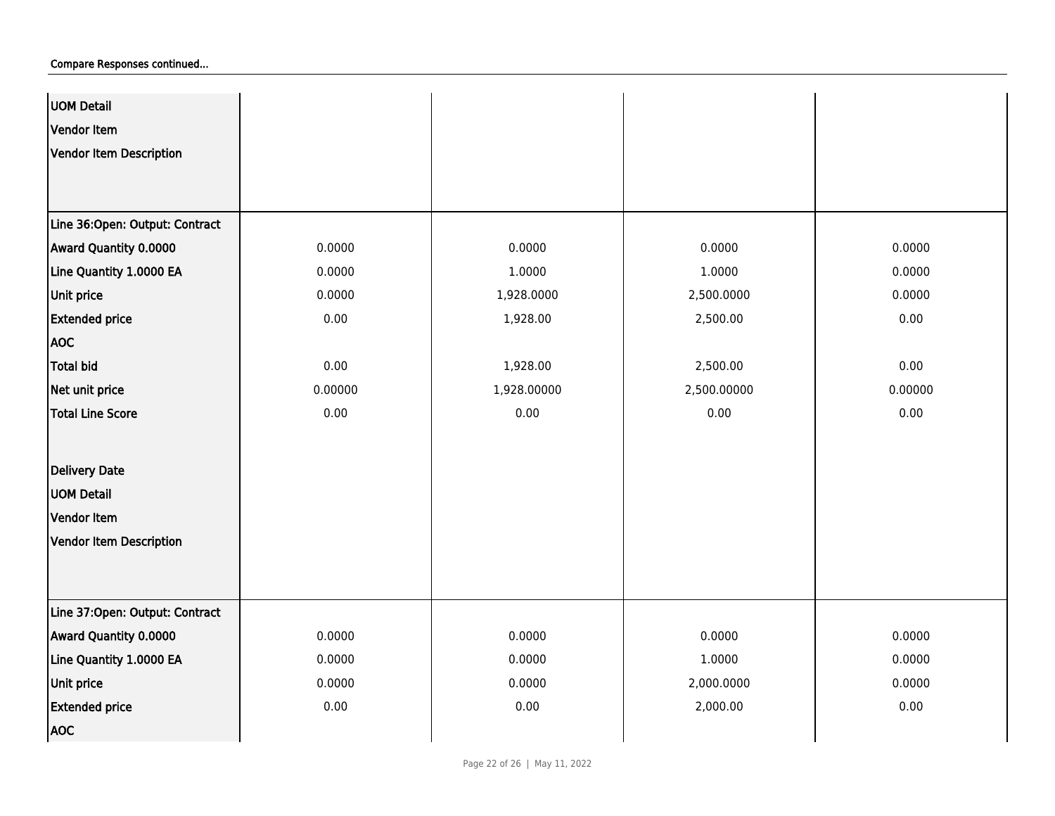Compare Responses continued...

| | | | | |
|---|---|---|---|---|
| UOM Detail | | | | |
| Vendor Item | | | | |
| Vendor Item Description | | | | |
| **Line 36:Open: Output: Contract** | | | | |
| Award Quantity 0.0000 | 0.0000 | 0.0000 | 0.0000 | 0.0000 |
| Line Quantity 1.0000 EA | 0.0000 | 1.0000 | 1.0000 | 0.0000 |
| Unit price | 0.0000 | 1,928.0000 | 2,500.0000 | 0.0000 |
| Extended price | 0.00 | 1,928.00 | 2,500.00 | 0.00 |
| AOC | | | | |
| Total bid | 0.00 | 1,928.00 | 2,500.00 | 0.00 |
| Net unit price | 0.00000 | 1,928.00000 | 2,500.00000 | 0.00000 |
| Total Line Score | 0.00 | 0.00 | 0.00 | 0.00 |
| Delivery Date | | | | |
| UOM Detail | | | | |
| Vendor Item | | | | |
| Vendor Item Description | | | | |
| **Line 37:Open: Output: Contract** | | | | |
| Award Quantity 0.0000 | 0.0000 | 0.0000 | 0.0000 | 0.0000 |
| Line Quantity 1.0000 EA | 0.0000 | 0.0000 | 1.0000 | 0.0000 |
| Unit price | 0.0000 | 0.0000 | 2,000.0000 | 0.0000 |
| Extended price | 0.00 | 0.00 | 2,000.00 | 0.00 |
| AOC | | | | |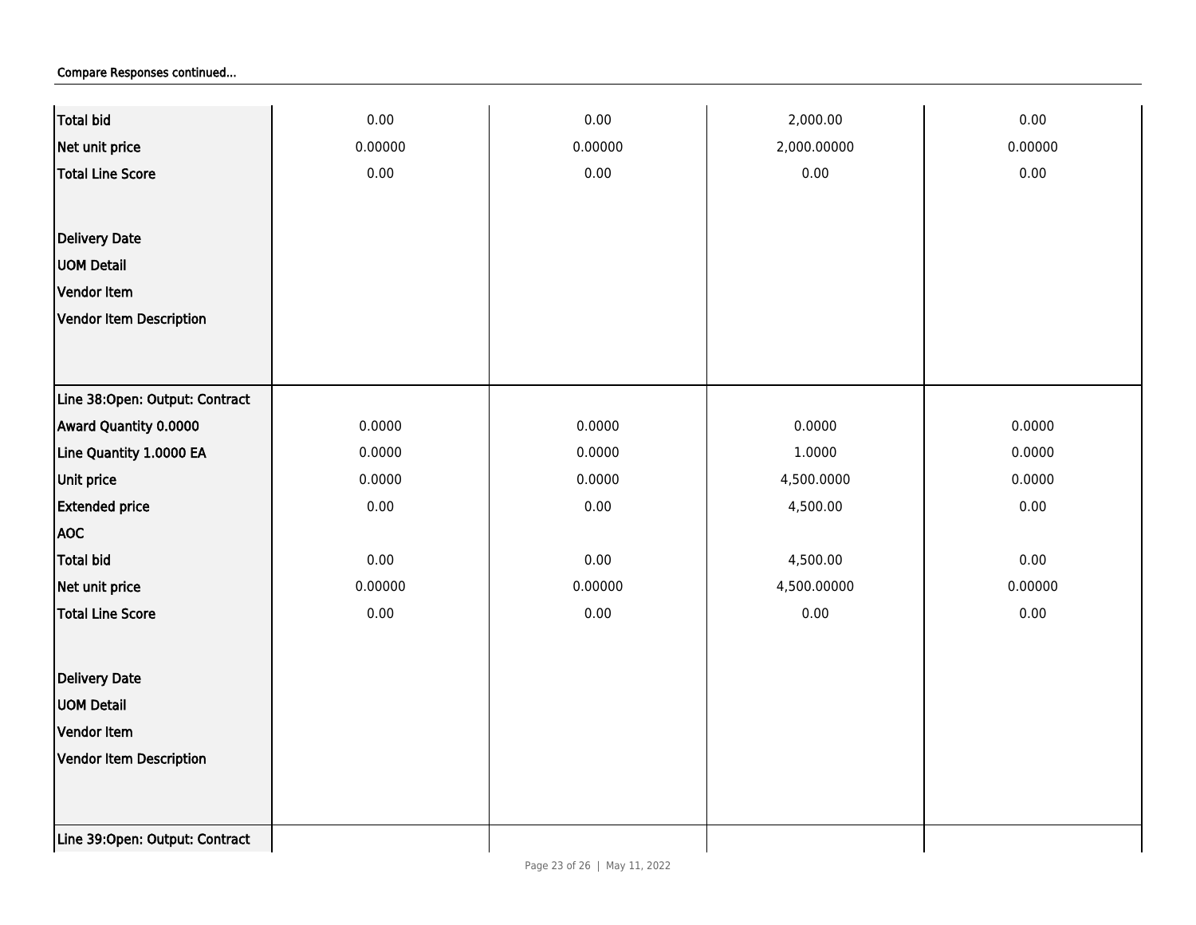Compare Responses continued...

| | | | | |
|---|---|---|---|---|
| Total bid | 0.00 | 0.00 | 2,000.00 | 0.00 |
| Net unit price | 0.00000 | 0.00000 | 2,000.00000 | 0.00000 |
| Total Line Score | 0.00 | 0.00 | 0.00 | 0.00 |
| Delivery Date | | | | |
| UOM Detail | | | | |
| Vendor Item | | | | |
| Vendor Item Description | | | | |
| Line 38:Open: Output: Contract | | | | |
| Award Quantity 0.0000 | 0.0000 | 0.0000 | 0.0000 | 0.0000 |
| Line Quantity 1.0000 EA | 0.0000 | 0.0000 | 1.0000 | 0.0000 |
| Unit price | 0.0000 | 0.0000 | 4,500.0000 | 0.0000 |
| Extended price | 0.00 | 0.00 | 4,500.00 | 0.00 |
| AOC | | | | |
| Total bid | 0.00 | 0.00 | 4,500.00 | 0.00 |
| Net unit price | 0.00000 | 0.00000 | 4,500.00000 | 0.00000 |
| Total Line Score | 0.00 | 0.00 | 0.00 | 0.00 |
| Delivery Date | | | | |
| UOM Detail | | | | |
| Vendor Item | | | | |
| Vendor Item Description | | | | |
| Line 39:Open: Output: Contract | | | | |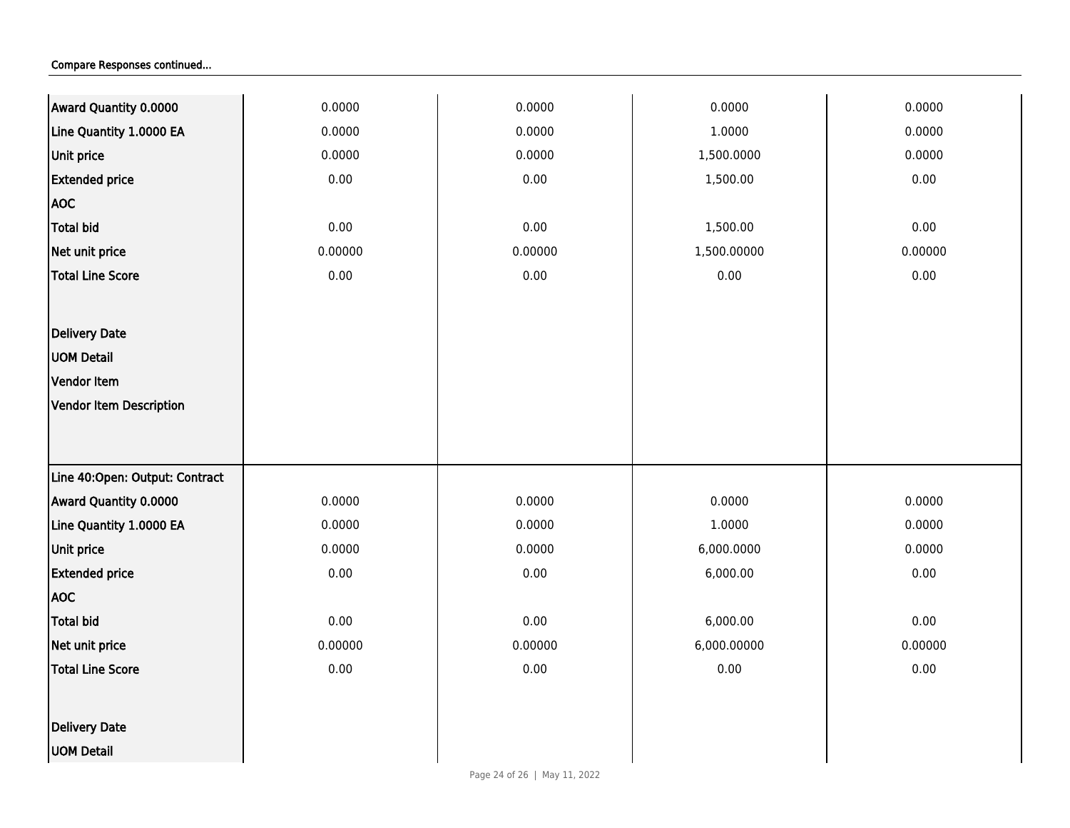Compare Responses continued...

| | | | | |
|---|---|---|---|---|
| **Award Quantity 0.0000** | 0.0000 | 0.0000 | 0.0000 | 0.0000 |
| **Line Quantity 1.0000 EA** | 0.0000 | 0.0000 | 1.0000 | 0.0000 |
| **Unit price** | 0.0000 | 0.0000 | 1,500.0000 | 0.0000 |
| **Extended price** | 0.00 | 0.00 | 1,500.00 | 0.00 |
| **AOC** | | | | |
| **Total bid** | 0.00 | 0.00 | 1,500.00 | 0.00 |
| **Net unit price** | 0.00000 | 0.00000 | 1,500.00000 | 0.00000 |
| **Total Line Score** | 0.00 | 0.00 | 0.00 | 0.00 |
| **Delivery Date** | | | | |
| **UOM Detail** | | | | |
| **Vendor Item** | | | | |
| **Vendor Item Description** | | | | |
| **Line 40:Open: Output: Contract** | | | | |
| **Award Quantity 0.0000** | 0.0000 | 0.0000 | 0.0000 | 0.0000 |
| **Line Quantity 1.0000 EA** | 0.0000 | 0.0000 | 1.0000 | 0.0000 |
| **Unit price** | 0.0000 | 0.0000 | 6,000.0000 | 0.0000 |
| **Extended price** | 0.00 | 0.00 | 6,000.00 | 0.00 |
| **AOC** | | | | |
| **Total bid** | 0.00 | 0.00 | 6,000.00 | 0.00 |
| **Net unit price** | 0.00000 | 0.00000 | 6,000.00000 | 0.00000 |
| **Total Line Score** | 0.00 | 0.00 | 0.00 | 0.00 |
| **Delivery Date** | | | | |
| **UOM Detail** | | | | |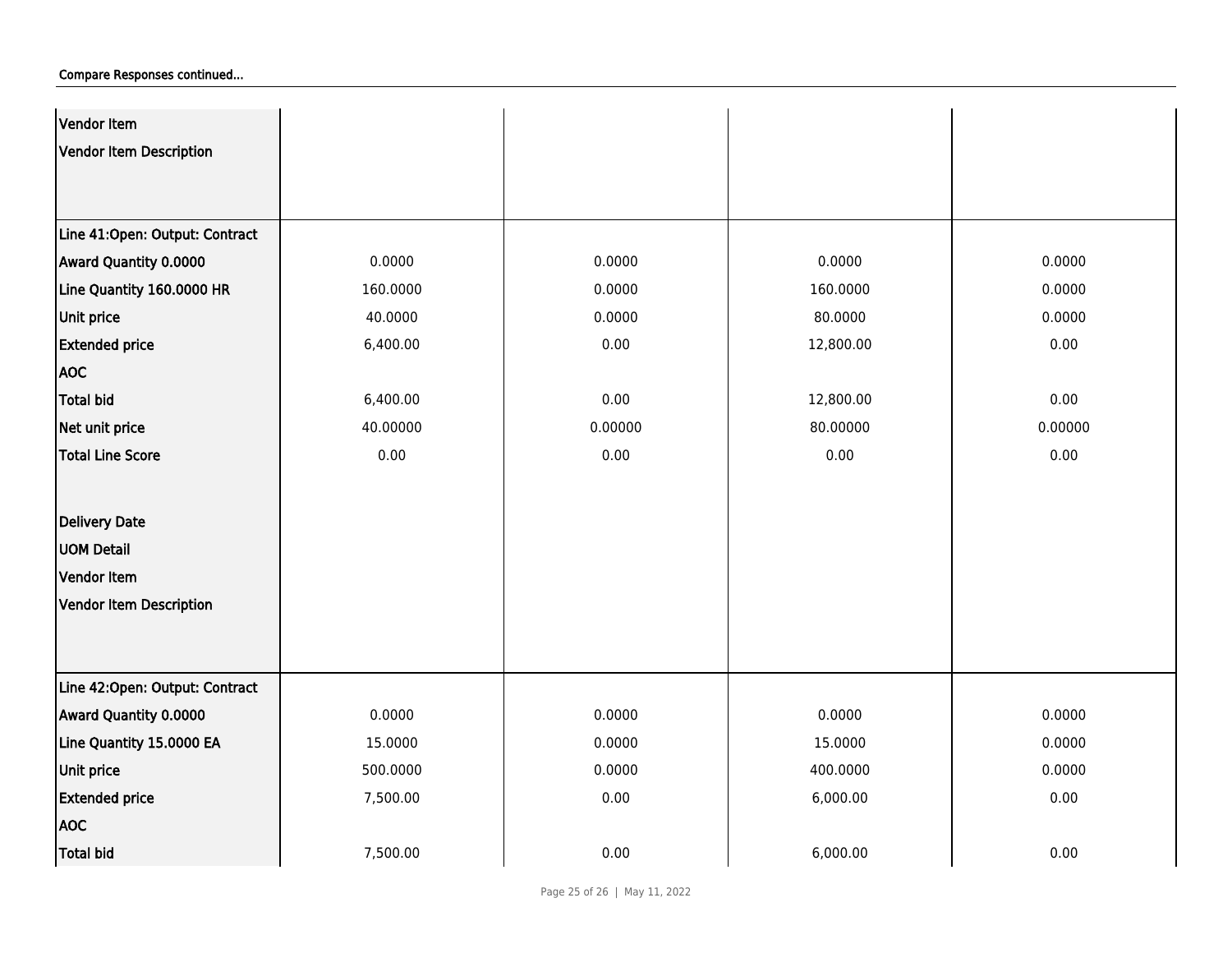Compare Responses continued...

| | | | | |
|---|---|---|---|---|
| Vendor Item | | | | |
| Vendor Item Description | | | | |
| **Line 41:Open: Output: Contract** | | | | |
| Award Quantity 0.0000 | 0.0000 | 0.0000 | 0.0000 | 0.0000 |
| Line Quantity 160.0000 HR | 160.0000 | 0.0000 | 160.0000 | 0.0000 |
| Unit price | 40.0000 | 0.0000 | 80.0000 | 0.0000 |
| Extended price | 6,400.00 | 0.00 | 12,800.00 | 0.00 |
| AOC | | | | |
| Total bid | 6,400.00 | 0.00 | 12,800.00 | 0.00 |
| Net unit price | 40.00000 | 0.00000 | 80.00000 | 0.00000 |
| Total Line Score | 0.00 | 0.00 | 0.00 | 0.00 |
| Delivery Date | | | | |
| UOM Detail | | | | |
| Vendor Item | | | | |
| Vendor Item Description | | | | |
| **Line 42:Open: Output: Contract** | | | | |
| Award Quantity 0.0000 | 0.0000 | 0.0000 | 0.0000 | 0.0000 |
| Line Quantity 15.0000 EA | 15.0000 | 0.0000 | 15.0000 | 0.0000 |
| Unit price | 500.0000 | 0.0000 | 400.0000 | 0.0000 |
| Extended price | 7,500.00 | 0.00 | 6,000.00 | 0.00 |
| AOC | | | | |
| Total bid | 7,500.00 | 0.00 | 6,000.00 | 0.00 |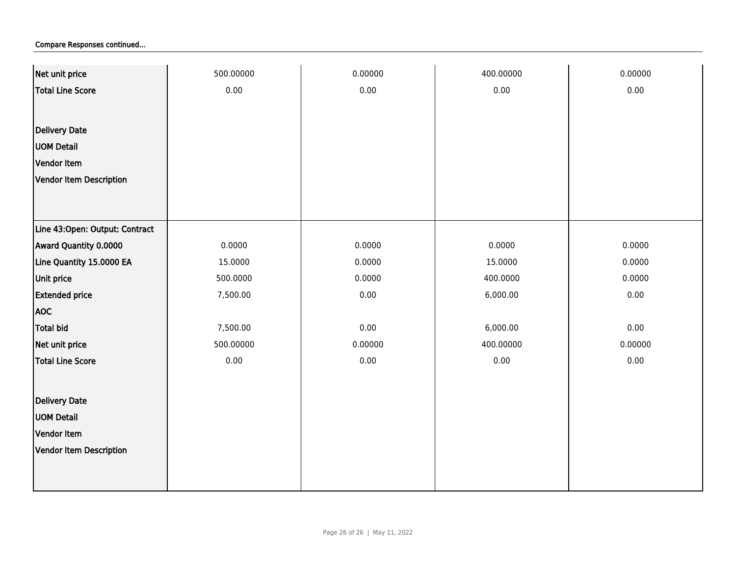| | | | | |
|---|---|---|---|---|
| Net unit price | 500.00000 | 0.00000 | 400.00000 | 0.00000 |
| Total Line Score | 0.00 | 0.00 | 0.00 | 0.00 |
| Delivery Date | | | | |
| UOM Detail | | | | |
| Vendor Item | | | | |
| Vendor Item Description | | | | |
| Line 43:Open: Output: Contract | | | | |
| Award Quantity 0.0000 | 0.0000 | 0.0000 | 0.0000 | 0.0000 |
| Line Quantity 15.0000 EA | 15.0000 | 0.0000 | 15.0000 | 0.0000 |
| Unit price | 500.0000 | 0.0000 | 400.0000 | 0.0000 |
| Extended price | 7,500.00 | 0.00 | 6,000.00 | 0.00 |
| AOC | | | | |
| Total bid | 7,500.00 | 0.00 | 6,000.00 | 0.00 |
| Net unit price | 500.00000 | 0.00000 | 400.00000 | 0.00000 |
| Total Line Score | 0.00 | 0.00 | 0.00 | 0.00 |
| Delivery Date | | | | |
| UOM Detail | | | | |
| Vendor Item | | | | |
| Vendor Item Description | | | | |